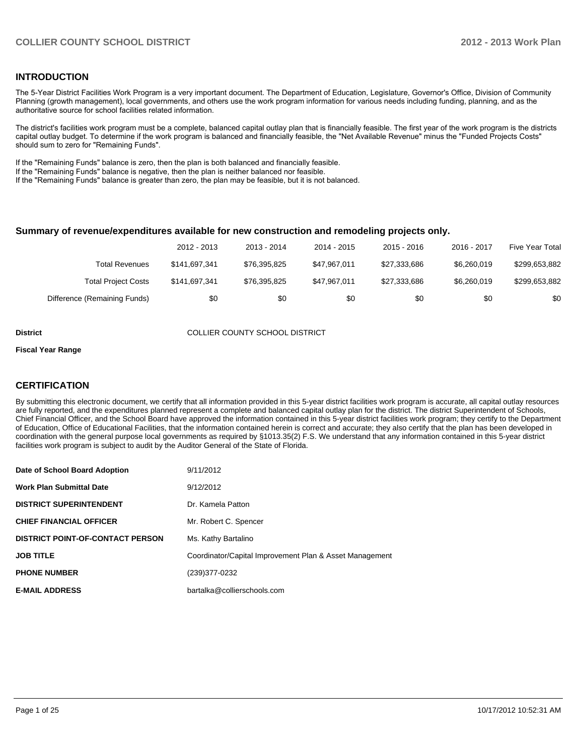## INTRODUCTION

The 5-Year District Facilities Work Program is a very important document. The Department of Education, Legislature, Governor's Office, Division of Community Planning (growth management), local governments, and others use the work program information for various needs including funding, planning, and as the authoritative source for school facilities related information.

The district's facilities work program must be a complete, balanced capital outlay plan that is financially feasible. The first year of the work program is the districts capital outlay budget. To determine if the work program is balanced and financially feasible, the "Net Available Revenue" minus the "Funded Projects Costs" should sum to zero for "Remaining Funds".

If the "Remaining Funds" balance is zero, then the plan is both balanced and financially feasible.
If the "Remaining Funds" balance is negative, then the plan is neither balanced nor feasible.
If the "Remaining Funds" balance is greater than zero, the plan may be feasible, but it is not balanced.

### Summary of revenue/expenditures available for new construction and remodeling projects only.

| | 2012 - 2013 | 2013 - 2014 | 2014 - 2015 | 2015 - 2016 | 2016 - 2017 | Five Year Total |
|---|---|---|---|---|---|---|
| Total Revenues | $141,697,341 | $76,395,825 | $47,967,011 | $27,333,686 | $6,260,019 | $299,653,882 |
| Total Project Costs | $141,697,341 | $76,395,825 | $47,967,011 | $27,333,686 | $6,260,019 | $299,653,882 |
| Difference (Remaining Funds) | $0 | $0 | $0 | $0 | $0 | $0 |

**District** COLLIER COUNTY SCHOOL DISTRICT

**Fiscal Year Range**

## CERTIFICATION

By submitting this electronic document, we certify that all information provided in this 5-year district facilities work program is accurate, all capital outlay resources are fully reported, and the expenditures planned represent a complete and balanced capital outlay plan for the district. The district Superintendent of Schools, Chief Financial Officer, and the School Board have approved the information contained in this 5-year district facilities work program; they certify to the Department of Education, Office of Educational Facilities, that the information contained herein is correct and accurate; they also certify that the plan has been developed in coordination with the general purpose local governments as required by §1013.35(2) F.S. We understand that any information contained in this 5-year district facilities work program is subject to audit by the Auditor General of the State of Florida.

| | |
|---|---|
| **Date of School Board Adoption** | 9/11/2012 |
| **Work Plan Submittal Date** | 9/12/2012 |
| **DISTRICT SUPERINTENDENT** | Dr. Kamela Patton |
| **CHIEF FINANCIAL OFFICER** | Mr. Robert C. Spencer |
| **DISTRICT POINT-OF-CONTACT PERSON** | Ms. Kathy Bartalino |
| **JOB TITLE** | Coordinator/Capital Improvement Plan & Asset Management |
| **PHONE NUMBER** | (239)377-0232 |
| **E-MAIL ADDRESS** | bartalka@collierschools.com |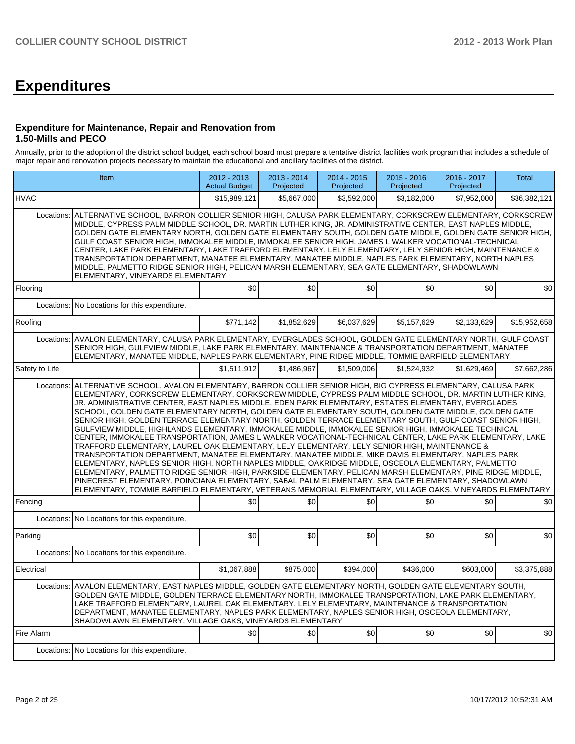# Expenditures

### Expenditure for Maintenance, Repair and Renovation from 1.50-Mills and PECO

Annually, prior to the adoption of the district school budget, each school board must prepare a tentative district facilities work program that includes a schedule of major repair and renovation projects necessary to maintain the educational and ancillary facilities of the district.

| Item | | 2012 - 2013 Actual Budget | 2013 - 2014 Projected | 2014 - 2015 Projected | 2015 - 2016 Projected | 2016 - 2017 Projected | Total |
|---|---|---|---|---|---|---|---|
| HVAC | | $15,989,121 | $5,667,000 | $3,592,000 | $3,182,000 | $7,952,000 | $36,382,121 |
| Locations: | ALTERNATIVE SCHOOL, BARRON COLLIER SENIOR HIGH, CALUSA PARK ELEMENTARY, CORKSCREW ELEMENTARY, CORKSCREW MIDDLE, CYPRESS PALM MIDDLE SCHOOL, DR. MARTIN LUTHER KING, JR. ADMINISTRATIVE CENTER, EAST NAPLES MIDDLE, GOLDEN GATE ELEMENTARY NORTH, GOLDEN GATE ELEMENTARY SOUTH, GOLDEN GATE MIDDLE, GOLDEN GATE SENIOR HIGH, GULF COAST SENIOR HIGH, IMMOKALEE MIDDLE, IMMOKALEE SENIOR HIGH, JAMES L WALKER VOCATIONAL-TECHNICAL CENTER, LAKE PARK ELEMENTARY, LAKE TRAFFORD ELEMENTARY, LELY ELEMENTARY, LELY SENIOR HIGH, MAINTENANCE & TRANSPORTATION DEPARTMENT, MANATEE ELEMENTARY, MANATEE MIDDLE, NAPLES PARK ELEMENTARY, NORTH NAPLES MIDDLE, PALMETTO RIDGE SENIOR HIGH, PELICAN MARSH ELEMENTARY, SEA GATE ELEMENTARY, SHADOWLAWN ELEMENTARY, VINEYARDS ELEMENTARY | | | | | | |
| Flooring | | $0 | $0 | $0 | $0 | $0 | $0 |
| Locations: | No Locations for this expenditure. | | | | | | |
| Roofing | | $771,142 | $1,852,629 | $6,037,629 | $5,157,629 | $2,133,629 | $15,952,658 |
| Locations: | AVALON ELEMENTARY, CALUSA PARK ELEMENTARY, EVERGLADES SCHOOL, GOLDEN GATE ELEMENTARY NORTH, GULF COAST SENIOR HIGH, GULFVIEW MIDDLE, LAKE PARK ELEMENTARY, MAINTENANCE & TRANSPORTATION DEPARTMENT, MANATEE ELEMENTARY, MANATEE MIDDLE, NAPLES PARK ELEMENTARY, PINE RIDGE MIDDLE, TOMMIE BARFIELD ELEMENTARY | | | | | | |
| Safety to Life | | $1,511,912 | $1,486,967 | $1,509,006 | $1,524,932 | $1,629,469 | $7,662,286 |
| Locations: | ALTERNATIVE SCHOOL, AVALON ELEMENTARY, BARRON COLLIER SENIOR HIGH, BIG CYPRESS ELEMENTARY, CALUSA PARK ELEMENTARY, CORKSCREW ELEMENTARY, CORKSCREW MIDDLE, CYPRESS PALM MIDDLE SCHOOL, DR. MARTIN LUTHER KING, JR. ADMINISTRATIVE CENTER, EAST NAPLES MIDDLE, EDEN PARK ELEMENTARY, ESTATES ELEMENTARY, EVERGLADES SCHOOL, GOLDEN GATE ELEMENTARY NORTH, GOLDEN GATE ELEMENTARY SOUTH, GOLDEN GATE MIDDLE, GOLDEN GATE SENIOR HIGH, GOLDEN TERRACE ELEMENTARY NORTH, GOLDEN TERRACE ELEMENTARY SOUTH, GULF COAST SENIOR HIGH, GULFVIEW MIDDLE, HIGHLANDS ELEMENTARY, IMMOKALEE MIDDLE, IMMOKALEE SENIOR HIGH, IMMOKALEE TECHNICAL CENTER, IMMOKALEE TRANSPORTATION, JAMES L WALKER VOCATIONAL-TECHNICAL CENTER, LAKE PARK ELEMENTARY, LAKE TRAFFORD ELEMENTARY, LAUREL OAK ELEMENTARY, LELY ELEMENTARY, LELY SENIOR HIGH, MAINTENANCE & TRANSPORTATION DEPARTMENT, MANATEE ELEMENTARY, MANATEE MIDDLE, MIKE DAVIS ELEMENTARY, NAPLES PARK ELEMENTARY, NAPLES SENIOR HIGH, NORTH NAPLES MIDDLE, OAKRIDGE MIDDLE, OSCEOLA ELEMENTARY, PALMETTO ELEMENTARY, PALMETTO RIDGE SENIOR HIGH, PARKSIDE ELEMENTARY, PELICAN MARSH ELEMENTARY, PINE RIDGE MIDDLE, PINECREST ELEMENTARY, POINCIANA ELEMENTARY, SABAL PALM ELEMENTARY, SEA GATE ELEMENTARY, SHADOWLAWN ELEMENTARY, TOMMIE BARFIELD ELEMENTARY, VETERANS MEMORIAL ELEMENTARY, VILLAGE OAKS, VINEYARDS ELEMENTARY | | | | | | |
| Fencing | | $0 | $0 | $0 | $0 | $0 | $0 |
| Locations: | No Locations for this expenditure. | | | | | | |
| Parking | | $0 | $0 | $0 | $0 | $0 | $0 |
| Locations: | No Locations for this expenditure. | | | | | | |
| Electrical | | $1,067,888 | $875,000 | $394,000 | $436,000 | $603,000 | $3,375,888 |
| Locations: | AVALON ELEMENTARY, EAST NAPLES MIDDLE, GOLDEN GATE ELEMENTARY NORTH, GOLDEN GATE ELEMENTARY SOUTH, GOLDEN GATE MIDDLE, GOLDEN TERRACE ELEMENTARY NORTH, IMMOKALEE TRANSPORTATION, LAKE PARK ELEMENTARY, LAKE TRAFFORD ELEMENTARY, LAUREL OAK ELEMENTARY, LELY ELEMENTARY, MAINTENANCE & TRANSPORTATION DEPARTMENT, MANATEE ELEMENTARY, NAPLES PARK ELEMENTARY, NAPLES SENIOR HIGH, OSCEOLA ELEMENTARY, SHADOWLAWN ELEMENTARY, VILLAGE OAKS, VINEYARDS ELEMENTARY | | | | | | |
| Fire Alarm | | $0 | $0 | $0 | $0 | $0 | $0 |
| Locations: | No Locations for this expenditure. | | | | | | |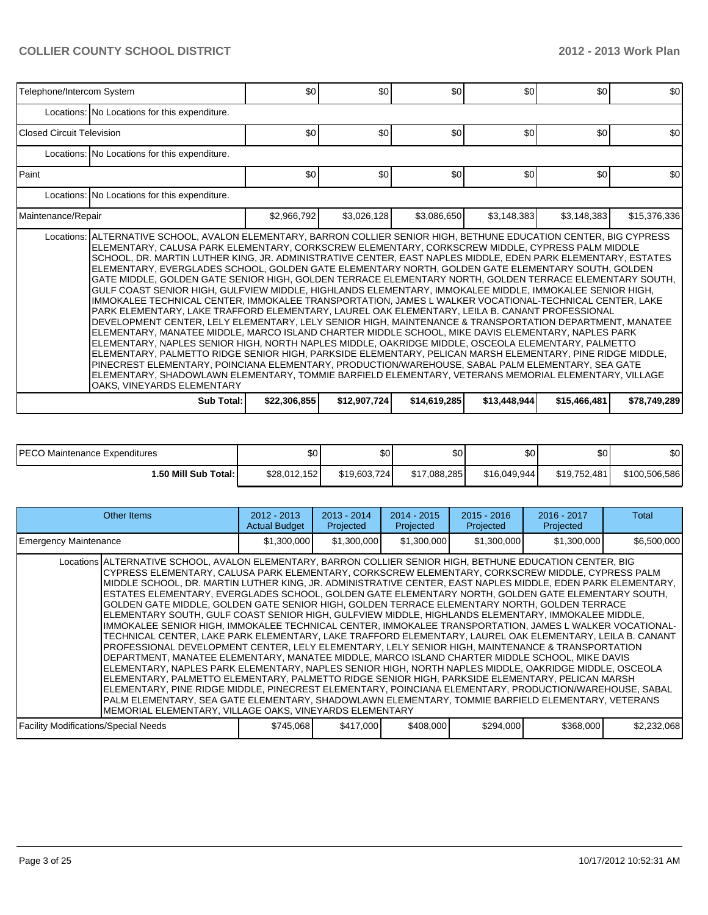| | | | | | | |
|---|---|---|---|---|---|---|
| Telephone/Intercom System | $0 | $0 | $0 | $0 | $0 | $0 |
| Locations: No Locations for this expenditure. | | | | | | |
| Closed Circuit Television | $0 | $0 | $0 | $0 | $0 | $0 |
| Locations: No Locations for this expenditure. | | | | | | |
| Paint | $0 | $0 | $0 | $0 | $0 | $0 |
| Locations: No Locations for this expenditure. | | | | | | |
| Maintenance/Repair | $2,966,792 | $3,026,128 | $3,086,650 | $3,148,383 | $3,148,383 | $15,376,336 |
| Locations: ALTERNATIVE SCHOOL, AVALON ELEMENTARY, BARRON COLLIER SENIOR HIGH, BETHUNE EDUCATION CENTER, BIG CYPRESS ELEMENTARY, CALUSA PARK ELEMENTARY, CORKSCREW ELEMENTARY, CORKSCREW MIDDLE, CYPRESS PALM MIDDLE SCHOOL, DR. MARTIN LUTHER KING, JR. ADMINISTRATIVE CENTER, EAST NAPLES MIDDLE, EDEN PARK ELEMENTARY, ESTATES ELEMENTARY, EVERGLADES SCHOOL, GOLDEN GATE ELEMENTARY NORTH, GOLDEN GATE ELEMENTARY SOUTH, GOLDEN GATE MIDDLE, GOLDEN GATE SENIOR HIGH, GOLDEN TERRACE ELEMENTARY NORTH, GOLDEN TERRACE ELEMENTARY SOUTH, GULF COAST SENIOR HIGH, GULFVIEW MIDDLE, HIGHLANDS ELEMENTARY, IMMOKALEE MIDDLE, IMMOKALEE SENIOR HIGH, IMMOKALEE TECHNICAL CENTER, IMMOKALEE TRANSPORTATION, JAMES L WALKER VOCATIONAL-TECHNICAL CENTER, LAKE PARK ELEMENTARY, LAKE TRAFFORD ELEMENTARY, LAUREL OAK ELEMENTARY, LEILA B. CANANT PROFESSIONAL DEVELOPMENT CENTER, LELY ELEMENTARY, LELY SENIOR HIGH, MAINTENANCE & TRANSPORTATION DEPARTMENT, MANATEE ELEMENTARY, MANATEE MIDDLE, MARCO ISLAND CHARTER MIDDLE SCHOOL, MIKE DAVIS ELEMENTARY, NAPLES PARK ELEMENTARY, NAPLES SENIOR HIGH, NORTH NAPLES MIDDLE, OAKRIDGE MIDDLE, OSCEOLA ELEMENTARY, PALMETTO ELEMENTARY, PALMETTO RIDGE SENIOR HIGH, PARKSIDE ELEMENTARY, PELICAN MARSH ELEMENTARY, PINE RIDGE MIDDLE, PINECREST ELEMENTARY, POINCIANA ELEMENTARY, PRODUCTION/WAREHOUSE, SABAL PALM ELEMENTARY, SEA GATE ELEMENTARY, SHADOWLAWN ELEMENTARY, TOMMIE BARFIELD ELEMENTARY, VETERANS MEMORIAL ELEMENTARY, VILLAGE OAKS, VINEYARDS ELEMENTARY | | | | | | |
| **Sub Total:** | **$22,306,855** | **$12,907,724** | **$14,619,285** | **$13,448,944** | **$15,466,481** | **$78,749,289** |

| | | | | | | |
|---|---|---|---|---|---|---|
| PECO Maintenance Expenditures | $0 | $0 | $0 | $0 | $0 | $0 |
| **1.50 Mill Sub Total:** | $28,012,152 | $19,603,724 | $17,088,285 | $16,049,944 | $19,752,481 | $100,506,586 |

| Other Items | 2012 - 2013 Actual Budget | 2013 - 2014 Projected | 2014 - 2015 Projected | 2015 - 2016 Projected | 2016 - 2017 Projected | Total |
|---|---|---|---|---|---|---|
| Emergency Maintenance | $1,300,000 | $1,300,000 | $1,300,000 | $1,300,000 | $1,300,000 | $6,500,000 |
| Locations ALTERNATIVE SCHOOL, AVALON ELEMENTARY, BARRON COLLIER SENIOR HIGH, BETHUNE EDUCATION CENTER, BIG CYPRESS ELEMENTARY, CALUSA PARK ELEMENTARY, CORKSCREW ELEMENTARY, CORKSCREW MIDDLE, CYPRESS PALM MIDDLE SCHOOL, DR. MARTIN LUTHER KING, JR. ADMINISTRATIVE CENTER, EAST NAPLES MIDDLE, EDEN PARK ELEMENTARY, ESTATES ELEMENTARY, EVERGLADES SCHOOL, GOLDEN GATE ELEMENTARY NORTH, GOLDEN GATE ELEMENTARY SOUTH, GOLDEN GATE MIDDLE, GOLDEN GATE SENIOR HIGH, GOLDEN TERRACE ELEMENTARY NORTH, GOLDEN TERRACE ELEMENTARY SOUTH, GULF COAST SENIOR HIGH, GULFVIEW MIDDLE, HIGHLANDS ELEMENTARY, IMMOKALEE MIDDLE, IMMOKALEE SENIOR HIGH, IMMOKALEE TECHNICAL CENTER, IMMOKALEE TRANSPORTATION, JAMES L WALKER VOCATIONAL-TECHNICAL CENTER, LAKE PARK ELEMENTARY, LAKE TRAFFORD ELEMENTARY, LAUREL OAK ELEMENTARY, LEILA B. CANANT PROFESSIONAL DEVELOPMENT CENTER, LELY ELEMENTARY, LELY SENIOR HIGH, MAINTENANCE & TRANSPORTATION DEPARTMENT, MANATEE ELEMENTARY, MANATEE MIDDLE, MARCO ISLAND CHARTER MIDDLE SCHOOL, MIKE DAVIS ELEMENTARY, NAPLES PARK ELEMENTARY, NAPLES SENIOR HIGH, NORTH NAPLES MIDDLE, OAKRIDGE MIDDLE, OSCEOLA ELEMENTARY, PALMETTO ELEMENTARY, PALMETTO RIDGE SENIOR HIGH, PARKSIDE ELEMENTARY, PELICAN MARSH ELEMENTARY, PINE RIDGE MIDDLE, PINECREST ELEMENTARY, POINCIANA ELEMENTARY, PRODUCTION/WAREHOUSE, SABAL PALM ELEMENTARY, SEA GATE ELEMENTARY, SHADOWLAWN ELEMENTARY, TOMMIE BARFIELD ELEMENTARY, VETERANS MEMORIAL ELEMENTARY, VILLAGE OAKS, VINEYARDS ELEMENTARY | | | | | | |
| Facility Modifications/Special Needs | $745,068 | $417,000 | $408,000 | $294,000 | $368,000 | $2,232,068 |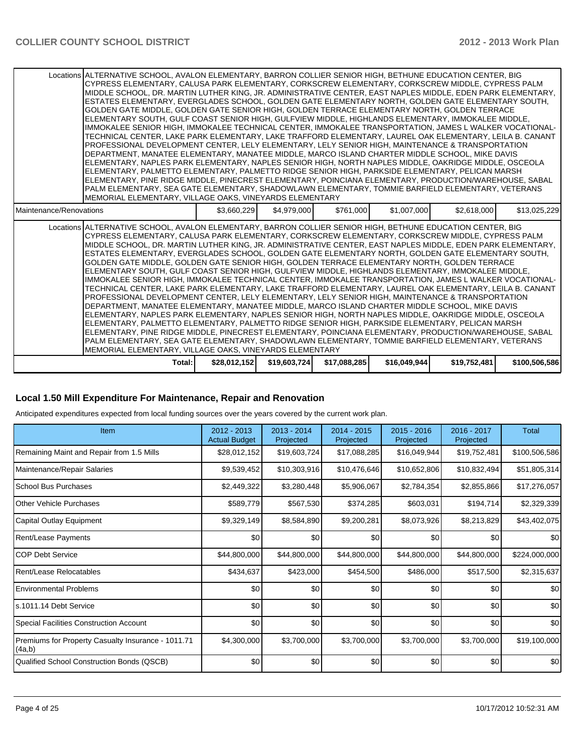| | | | | | | |
|---|---|---|---|---|---|---|
| Locations | ALTERNATIVE SCHOOL, AVALON ELEMENTARY, BARRON COLLIER SENIOR HIGH, BETHUNE EDUCATION CENTER, BIG CYPRESS ELEMENTARY, CALUSA PARK ELEMENTARY, CORKSCREW ELEMENTARY, CORKSCREW MIDDLE, CYPRESS PALM MIDDLE SCHOOL, DR. MARTIN LUTHER KING, JR. ADMINISTRATIVE CENTER, EAST NAPLES MIDDLE, EDEN PARK ELEMENTARY, ESTATES ELEMENTARY, EVERGLADES SCHOOL, GOLDEN GATE ELEMENTARY NORTH, GOLDEN GATE ELEMENTARY SOUTH, GOLDEN GATE MIDDLE, GOLDEN GATE SENIOR HIGH, GOLDEN TERRACE ELEMENTARY NORTH, GOLDEN TERRACE ELEMENTARY SOUTH, GULF COAST SENIOR HIGH, GULFVIEW MIDDLE, HIGHLANDS ELEMENTARY, IMMOKALEE MIDDLE, IMMOKALEE SENIOR HIGH, IMMOKALEE TECHNICAL CENTER, IMMOKALEE TRANSPORTATION, JAMES L WALKER VOCATIONAL-TECHNICAL CENTER, LAKE PARK ELEMENTARY, LAKE TRAFFORD ELEMENTARY, LAUREL OAK ELEMENTARY, LEILA B. CANANT PROFESSIONAL DEVELOPMENT CENTER, LELY ELEMENTARY, LELY SENIOR HIGH, MAINTENANCE & TRANSPORTATION DEPARTMENT, MANATEE ELEMENTARY, MANATEE MIDDLE, MARCO ISLAND CHARTER MIDDLE SCHOOL, MIKE DAVIS ELEMENTARY, NAPLES PARK ELEMENTARY, NAPLES SENIOR HIGH, NORTH NAPLES MIDDLE, OAKRIDGE MIDDLE, OSCEOLA ELEMENTARY, PALMETTO ELEMENTARY, PALMETTO RIDGE SENIOR HIGH, PARKSIDE ELEMENTARY, PELICAN MARSH ELEMENTARY, PINE RIDGE MIDDLE, PINECREST ELEMENTARY, POINCIANA ELEMENTARY, PRODUCTION/WAREHOUSE, SABAL PALM ELEMENTARY, SEA GATE ELEMENTARY, SHADOWLAWN ELEMENTARY, TOMMIE BARFIELD ELEMENTARY, VETERANS MEMORIAL ELEMENTARY, VILLAGE OAKS, VINEYARDS ELEMENTARY | | | | | |
| Maintenance/Renovations | $3,660,229 | $4,979,000 | $761,000 | $1,007,000 | $2,618,000 | $13,025,229 |
| Locations | ALTERNATIVE SCHOOL, AVALON ELEMENTARY, BARRON COLLIER SENIOR HIGH, BETHUNE EDUCATION CENTER, BIG CYPRESS ELEMENTARY, CALUSA PARK ELEMENTARY, CORKSCREW ELEMENTARY, CORKSCREW MIDDLE, CYPRESS PALM MIDDLE SCHOOL, DR. MARTIN LUTHER KING, JR. ADMINISTRATIVE CENTER, EAST NAPLES MIDDLE, EDEN PARK ELEMENTARY, ESTATES ELEMENTARY, EVERGLADES SCHOOL, GOLDEN GATE ELEMENTARY NORTH, GOLDEN GATE ELEMENTARY SOUTH, GOLDEN GATE MIDDLE, GOLDEN GATE SENIOR HIGH, GOLDEN TERRACE ELEMENTARY NORTH, GOLDEN TERRACE ELEMENTARY SOUTH, GULF COAST SENIOR HIGH, GULFVIEW MIDDLE, HIGHLANDS ELEMENTARY, IMMOKALEE MIDDLE, IMMOKALEE SENIOR HIGH, IMMOKALEE TECHNICAL CENTER, IMMOKALEE TRANSPORTATION, JAMES L WALKER VOCATIONAL-TECHNICAL CENTER, LAKE PARK ELEMENTARY, LAKE TRAFFORD ELEMENTARY, LAUREL OAK ELEMENTARY, LEILA B. CANANT PROFESSIONAL DEVELOPMENT CENTER, LELY ELEMENTARY, LELY SENIOR HIGH, MAINTENANCE & TRANSPORTATION DEPARTMENT, MANATEE ELEMENTARY, MANATEE MIDDLE, MARCO ISLAND CHARTER MIDDLE SCHOOL, MIKE DAVIS ELEMENTARY, NAPLES PARK ELEMENTARY, NAPLES SENIOR HIGH, NORTH NAPLES MIDDLE, OAKRIDGE MIDDLE, OSCEOLA ELEMENTARY, PALMETTO ELEMENTARY, PALMETTO RIDGE SENIOR HIGH, PARKSIDE ELEMENTARY, PELICAN MARSH ELEMENTARY, PINE RIDGE MIDDLE, PINECREST ELEMENTARY, POINCIANA ELEMENTARY, PRODUCTION/WAREHOUSE, SABAL PALM ELEMENTARY, SEA GATE ELEMENTARY, SHADOWLAWN ELEMENTARY, TOMMIE BARFIELD ELEMENTARY, VETERANS MEMORIAL ELEMENTARY, VILLAGE OAKS, VINEYARDS ELEMENTARY | | | | | |
| Total: | $28,012,152 | $19,603,724 | $17,088,285 | $16,049,944 | $19,752,481 | $100,506,586 |

## Local 1.50 Mill Expenditure For Maintenance, Repair and Renovation

Anticipated expenditures expected from local funding sources over the years covered by the current work plan.

| Item | 2012 - 2013 Actual Budget | 2013 - 2014 Projected | 2014 - 2015 Projected | 2015 - 2016 Projected | 2016 - 2017 Projected | Total |
|---|---|---|---|---|---|---|
| Remaining Maint and Repair from 1.5 Mills | $28,012,152 | $19,603,724 | $17,088,285 | $16,049,944 | $19,752,481 | $100,506,586 |
| Maintenance/Repair Salaries | $9,539,452 | $10,303,916 | $10,476,646 | $10,652,806 | $10,832,494 | $51,805,314 |
| School Bus Purchases | $2,449,322 | $3,280,448 | $5,906,067 | $2,784,354 | $2,855,866 | $17,276,057 |
| Other Vehicle Purchases | $589,779 | $567,530 | $374,285 | $603,031 | $194,714 | $2,329,339 |
| Capital Outlay Equipment | $9,329,149 | $8,584,890 | $9,200,281 | $8,073,926 | $8,213,829 | $43,402,075 |
| Rent/Lease Payments | $0 | $0 | $0 | $0 | $0 | $0 |
| COP Debt Service | $44,800,000 | $44,800,000 | $44,800,000 | $44,800,000 | $44,800,000 | $224,000,000 |
| Rent/Lease Relocatables | $434,637 | $423,000 | $454,500 | $486,000 | $517,500 | $2,315,637 |
| Environmental Problems | $0 | $0 | $0 | $0 | $0 | $0 |
| s.1011.14 Debt Service | $0 | $0 | $0 | $0 | $0 | $0 |
| Special Facilities Construction Account | $0 | $0 | $0 | $0 | $0 | $0 |
| Premiums for Property Casualty Insurance - 1011.71 (4a,b) | $4,300,000 | $3,700,000 | $3,700,000 | $3,700,000 | $3,700,000 | $19,100,000 |
| Qualified School Construction Bonds (QSCB) | $0 | $0 | $0 | $0 | $0 | $0 |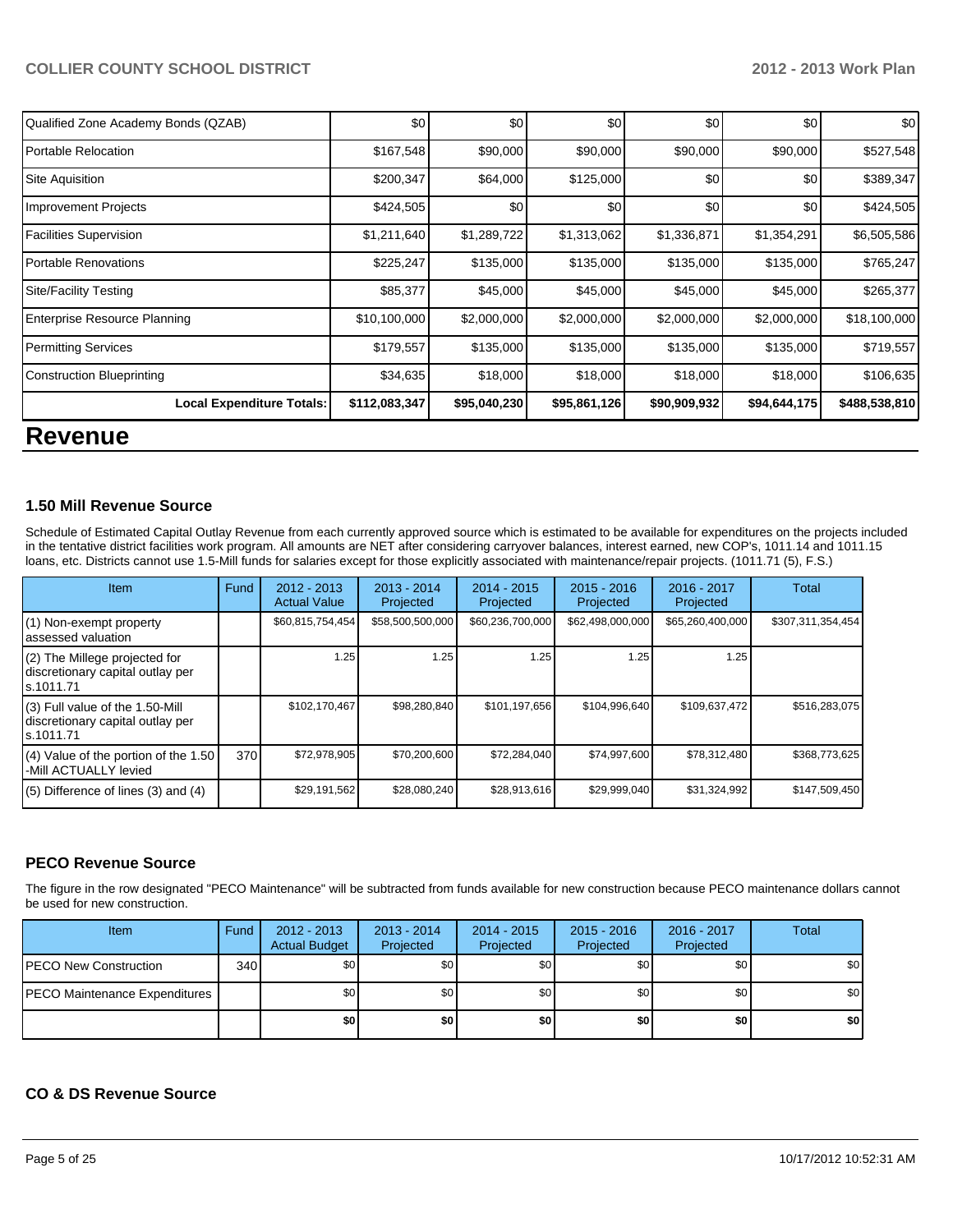| Qualified Zone Academy Bonds (QZAB) | $0 | $0 | $0 | $0 | $0 | $0 |
|---|---|---|---|---|---|---|
| Portable Relocation | $167,548 | $90,000 | $90,000 | $90,000 | $90,000 | $527,548 |
| Site Aquisition | $200,347 | $64,000 | $125,000 | $0 | $0 | $389,347 |
| Improvement Projects | $424,505 | $0 | $0 | $0 | $0 | $424,505 |
| Facilities Supervision | $1,211,640 | $1,289,722 | $1,313,062 | $1,336,871 | $1,354,291 | $6,505,586 |
| Portable Renovations | $225,247 | $135,000 | $135,000 | $135,000 | $135,000 | $765,247 |
| Site/Facility Testing | $85,377 | $45,000 | $45,000 | $45,000 | $45,000 | $265,377 |
| Enterprise Resource Planning | $10,100,000 | $2,000,000 | $2,000,000 | $2,000,000 | $2,000,000 | $18,100,000 |
| Permitting Services | $179,557 | $135,000 | $135,000 | $135,000 | $135,000 | $719,557 |
| Construction Blueprinting | $34,635 | $18,000 | $18,000 | $18,000 | $18,000 | $106,635 |
| **Local Expenditure Totals:** | **$112,083,347** | **$95,040,230** | **$95,861,126** | **$90,909,932** | **$94,644,175** | **$488,538,810** |

# Revenue

### 1.50 Mill Revenue Source

Schedule of Estimated Capital Outlay Revenue from each currently approved source which is estimated to be available for expenditures on the projects included in the tentative district facilities work program. All amounts are NET after considering carryover balances, interest earned, new COP's, 1011.14 and 1011.15 loans, etc. Districts cannot use 1.5-Mill funds for salaries except for those explicitly associated with maintenance/repair projects. (1011.71 (5), F.S.)

| Item | Fund | 2012 - 2013 Actual Value | 2013 - 2014 Projected | 2014 - 2015 Projected | 2015 - 2016 Projected | 2016 - 2017 Projected | Total |
|---|---|---|---|---|---|---|---|
| (1) Non-exempt property assessed valuation | | $60,815,754,454 | $58,500,500,000 | $60,236,700,000 | $62,498,000,000 | $65,260,400,000 | $307,311,354,454 |
| (2) The Millege projected for discretionary capital outlay per s.1011.71 | | 1.25 | 1.25 | 1.25 | 1.25 | 1.25 | |
| (3) Full value of the 1.50-Mill discretionary capital outlay per s.1011.71 | | $102,170,467 | $98,280,840 | $101,197,656 | $104,996,640 | $109,637,472 | $516,283,075 |
| (4) Value of the portion of the 1.50 -Mill ACTUALLY levied | 370 | $72,978,905 | $70,200,600 | $72,284,040 | $74,997,600 | $78,312,480 | $368,773,625 |
| (5) Difference of lines (3) and (4) | | $29,191,562 | $28,080,240 | $28,913,616 | $29,999,040 | $31,324,992 | $147,509,450 |

### PECO Revenue Source

The figure in the row designated "PECO Maintenance" will be subtracted from funds available for new construction because PECO maintenance dollars cannot be used for new construction.

| Item | Fund | 2012 - 2013 Actual Budget | 2013 - 2014 Projected | 2014 - 2015 Projected | 2015 - 2016 Projected | 2016 - 2017 Projected | Total |
|---|---|---|---|---|---|---|---|
| PECO New Construction | 340 | $0 | $0 | $0 | $0 | $0 | $0 |
| PECO Maintenance Expenditures | | $0 | $0 | $0 | $0 | $0 | $0 |
| | | **$0** | **$0** | **$0** | **$0** | **$0** | **$0** |

### CO & DS Revenue Source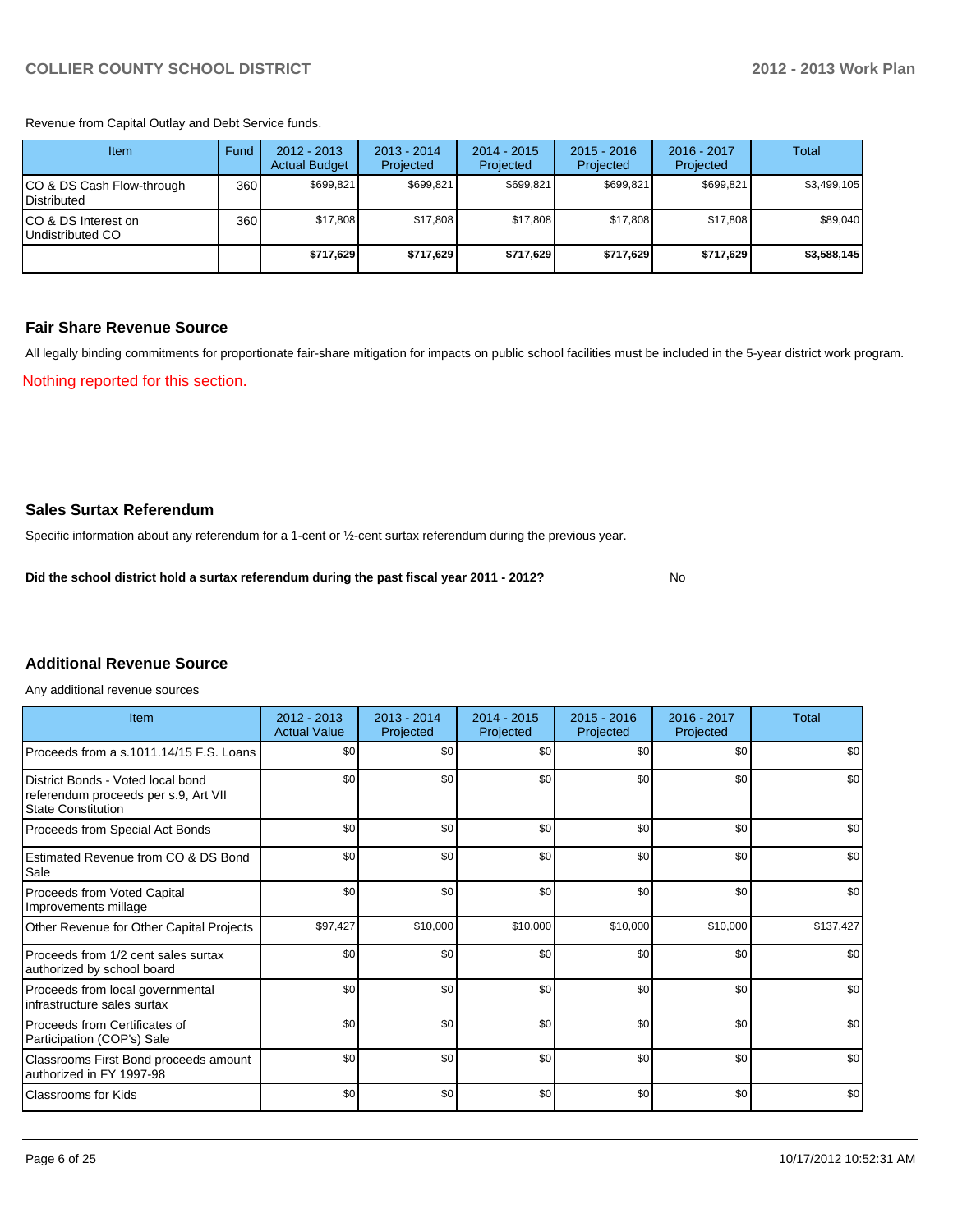Revenue from Capital Outlay and Debt Service funds.

| Item | Fund | 2012 - 2013 Actual Budget | 2013 - 2014 Projected | 2014 - 2015 Projected | 2015 - 2016 Projected | 2016 - 2017 Projected | Total |
|---|---|---|---|---|---|---|---|
| CO & DS Cash Flow-through Distributed | 360 | $699,821 | $699,821 | $699,821 | $699,821 | $699,821 | $3,499,105 |
| CO & DS Interest on Undistributed CO | 360 | $17,808 | $17,808 | $17,808 | $17,808 | $17,808 | $89,040 |
| | | **$717,629** | **$717,629** | **$717,629** | **$717,629** | **$717,629** | **$3,588,145** |

## Fair Share Revenue Source

All legally binding commitments for proportionate fair-share mitigation for impacts on public school facilities must be included in the 5-year district work program.

Nothing reported for this section.

## Sales Surtax Referendum

Specific information about any referendum for a 1-cent or ½-cent surtax referendum during the previous year.

**Did the school district hold a surtax referendum during the past fiscal year 2011 - 2012?** No

## Additional Revenue Source

Any additional revenue sources

| Item | 2012 - 2013 Actual Value | 2013 - 2014 Projected | 2014 - 2015 Projected | 2015 - 2016 Projected | 2016 - 2017 Projected | Total |
|---|---|---|---|---|---|---|
| Proceeds from a s.1011.14/15 F.S. Loans | $0 | $0 | $0 | $0 | $0 | $0 |
| District Bonds - Voted local bond referendum proceeds per s.9, Art VII State Constitution | $0 | $0 | $0 | $0 | $0 | $0 |
| Proceeds from Special Act Bonds | $0 | $0 | $0 | $0 | $0 | $0 |
| Estimated Revenue from CO & DS Bond Sale | $0 | $0 | $0 | $0 | $0 | $0 |
| Proceeds from Voted Capital Improvements millage | $0 | $0 | $0 | $0 | $0 | $0 |
| Other Revenue for Other Capital Projects | $97,427 | $10,000 | $10,000 | $10,000 | $10,000 | $137,427 |
| Proceeds from 1/2 cent sales surtax authorized by school board | $0 | $0 | $0 | $0 | $0 | $0 |
| Proceeds from local governmental infrastructure sales surtax | $0 | $0 | $0 | $0 | $0 | $0 |
| Proceeds from Certificates of Participation (COP's) Sale | $0 | $0 | $0 | $0 | $0 | $0 |
| Classrooms First Bond proceeds amount authorized in FY 1997-98 | $0 | $0 | $0 | $0 | $0 | $0 |
| Classrooms for Kids | $0 | $0 | $0 | $0 | $0 | $0 |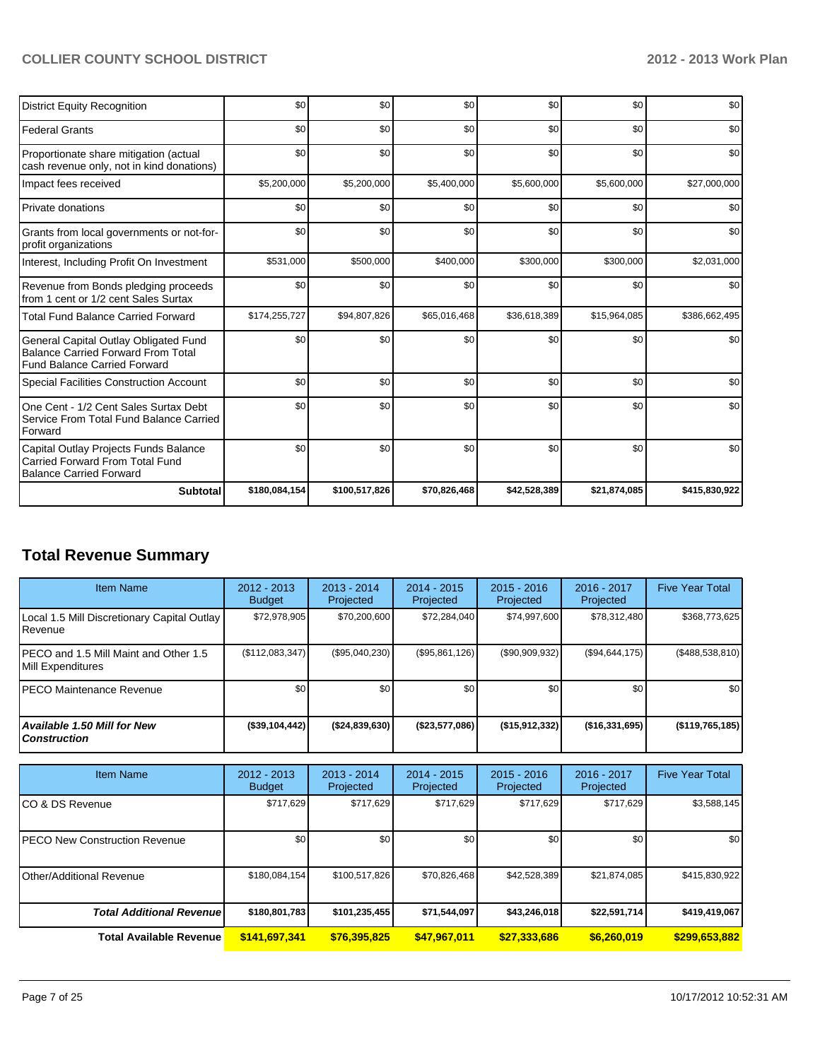| | | | | | | |
|---|---|---|---|---|---|---|
| District Equity Recognition | $0 | $0 | $0 | $0 | $0 | $0 |
| Federal Grants | $0 | $0 | $0 | $0 | $0 | $0 |
| Proportionate share mitigation (actual cash revenue only, not in kind donations) | $0 | $0 | $0 | $0 | $0 | $0 |
| Impact fees received | $5,200,000 | $5,200,000 | $5,400,000 | $5,600,000 | $5,600,000 | $27,000,000 |
| Private donations | $0 | $0 | $0 | $0 | $0 | $0 |
| Grants from local governments or not-for-profit organizations | $0 | $0 | $0 | $0 | $0 | $0 |
| Interest, Including Profit On Investment | $531,000 | $500,000 | $400,000 | $300,000 | $300,000 | $2,031,000 |
| Revenue from Bonds pledging proceeds from 1 cent or 1/2 cent Sales Surtax | $0 | $0 | $0 | $0 | $0 | $0 |
| Total Fund Balance Carried Forward | $174,255,727 | $94,807,826 | $65,016,468 | $36,618,389 | $15,964,085 | $386,662,495 |
| General Capital Outlay Obligated Fund Balance Carried Forward From Total Fund Balance Carried Forward | $0 | $0 | $0 | $0 | $0 | $0 |
| Special Facilities Construction Account | $0 | $0 | $0 | $0 | $0 | $0 |
| One Cent - 1/2 Cent Sales Surtax Debt Service From Total Fund Balance Carried Forward | $0 | $0 | $0 | $0 | $0 | $0 |
| Capital Outlay Projects Funds Balance Carried Forward From Total Fund Balance Carried Forward | $0 | $0 | $0 | $0 | $0 | $0 |
| **Subtotal** | **$180,084,154** | **$100,517,826** | **$70,826,468** | **$42,528,389** | **$21,874,085** | **$415,830,922** |

## Total Revenue Summary

| Item Name | 2012 - 2013 Budget | 2013 - 2014 Projected | 2014 - 2015 Projected | 2015 - 2016 Projected | 2016 - 2017 Projected | Five Year Total |
|---|---|---|---|---|---|---|
| Local 1.5 Mill Discretionary Capital Outlay Revenue | $72,978,905 | $70,200,600 | $72,284,040 | $74,997,600 | $78,312,480 | $368,773,625 |
| PECO and 1.5 Mill Maint and Other 1.5 Mill Expenditures | ($112,083,347) | ($95,040,230) | ($95,861,126) | ($90,909,932) | ($94,644,175) | ($488,538,810) |
| PECO Maintenance Revenue | $0 | $0 | $0 | $0 | $0 | $0 |
| ***Available 1.50 Mill for New Construction*** | **($39,104,442)** | **($24,839,630)** | **($23,577,086)** | **($15,912,332)** | **($16,331,695)** | **($119,765,185)** |

| Item Name | 2012 - 2013 Budget | 2013 - 2014 Projected | 2014 - 2015 Projected | 2015 - 2016 Projected | 2016 - 2017 Projected | Five Year Total |
|---|---|---|---|---|---|---|
| CO & DS Revenue | $717,629 | $717,629 | $717,629 | $717,629 | $717,629 | $3,588,145 |
| PECO New Construction Revenue | $0 | $0 | $0 | $0 | $0 | $0 |
| Other/Additional Revenue | $180,084,154 | $100,517,826 | $70,826,468 | $42,528,389 | $21,874,085 | $415,830,922 |
| ***Total Additional Revenue*** | **$180,801,783** | **$101,235,455** | **$71,544,097** | **$43,246,018** | **$22,591,714** | **$419,419,067** |
| **Total Available Revenue** | **$141,697,341** | **$76,395,825** | **$47,967,011** | **$27,333,686** | **$6,260,019** | **$299,653,882** |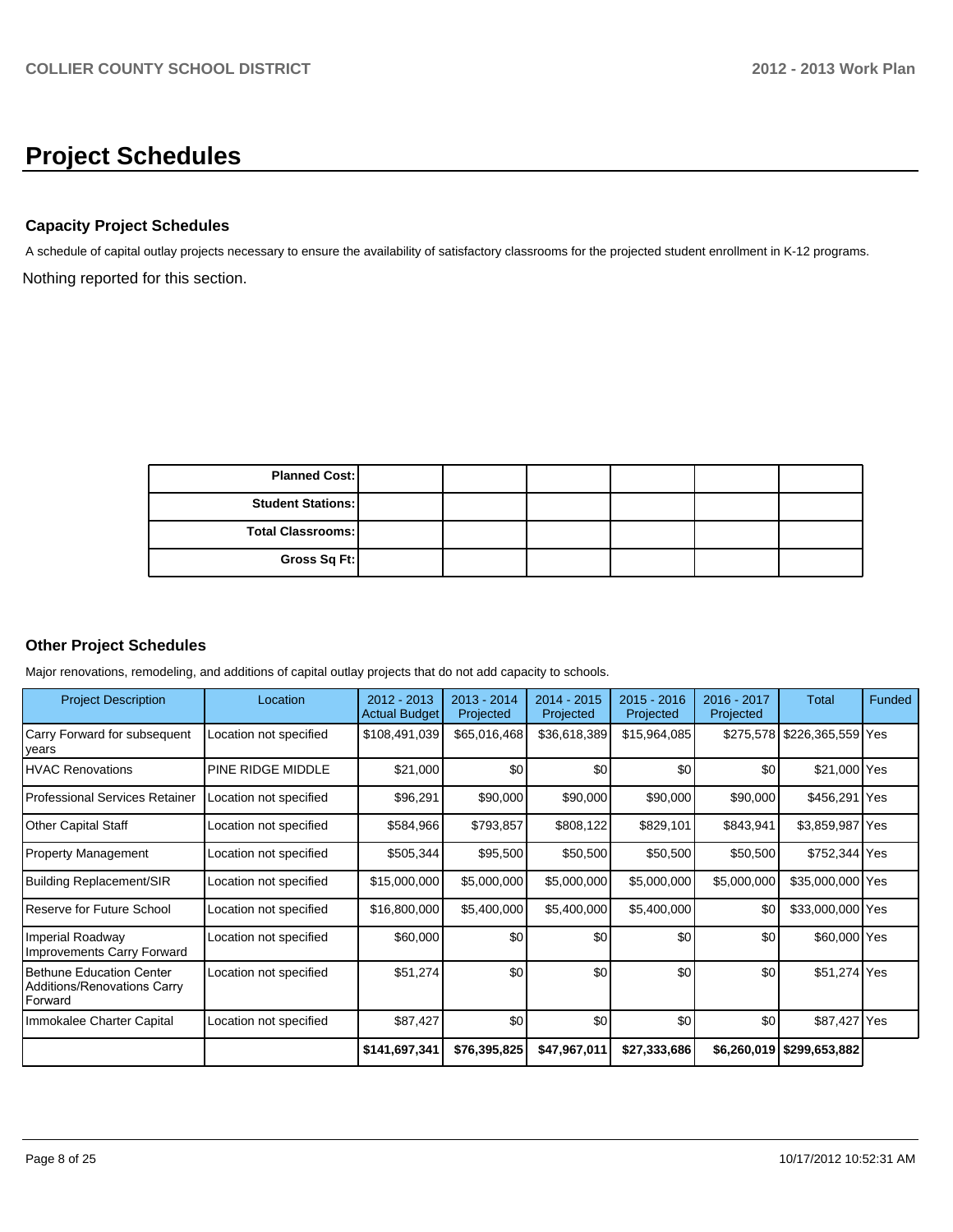# Project Schedules

### Capacity Project Schedules

A schedule of capital outlay projects necessary to ensure the availability of satisfactory classrooms for the projected student enrollment in K-12 programs.

Nothing reported for this section.

| | | | | | | |
|---|---|---|---|---|---|---|
| **Planned Cost:** | | | | | | |
| **Student Stations:** | | | | | | |
| **Total Classrooms:** | | | | | | |
| **Gross Sq Ft:** | | | | | | |

### Other Project Schedules

Major renovations, remodeling, and additions of capital outlay projects that do not add capacity to schools.

| Project Description | Location | 2012 - 2013 Actual Budget | 2013 - 2014 Projected | 2014 - 2015 Projected | 2015 - 2016 Projected | 2016 - 2017 Projected | Total | Funded |
|---|---|---|---|---|---|---|---|---|
| Carry Forward for subsequent years | Location not specified | $108,491,039 | $65,016,468 | $36,618,389 | $15,964,085 | $275,578 | $226,365,559 | Yes |
| HVAC Renovations | PINE RIDGE MIDDLE | $21,000 | $0 | $0 | $0 | $0 | $21,000 | Yes |
| Professional Services Retainer | Location not specified | $96,291 | $90,000 | $90,000 | $90,000 | $90,000 | $456,291 | Yes |
| Other Capital Staff | Location not specified | $584,966 | $793,857 | $808,122 | $829,101 | $843,941 | $3,859,987 | Yes |
| Property Management | Location not specified | $505,344 | $95,500 | $50,500 | $50,500 | $50,500 | $752,344 | Yes |
| Building Replacement/SIR | Location not specified | $15,000,000 | $5,000,000 | $5,000,000 | $5,000,000 | $5,000,000 | $35,000,000 | Yes |
| Reserve for Future School | Location not specified | $16,800,000 | $5,400,000 | $5,400,000 | $5,400,000 | $0 | $33,000,000 | Yes |
| Imperial Roadway Improvements Carry Forward | Location not specified | $60,000 | $0 | $0 | $0 | $0 | $60,000 | Yes |
| Bethune Education Center Additions/Renovations Carry Forward | Location not specified | $51,274 | $0 | $0 | $0 | $0 | $51,274 | Yes |
| Immokalee Charter Capital | Location not specified | $87,427 | $0 | $0 | $0 | $0 | $87,427 | Yes |
| | | **$141,697,341** | **$76,395,825** | **$47,967,011** | **$27,333,686** | **$6,260,019** | **$299,653,882** | |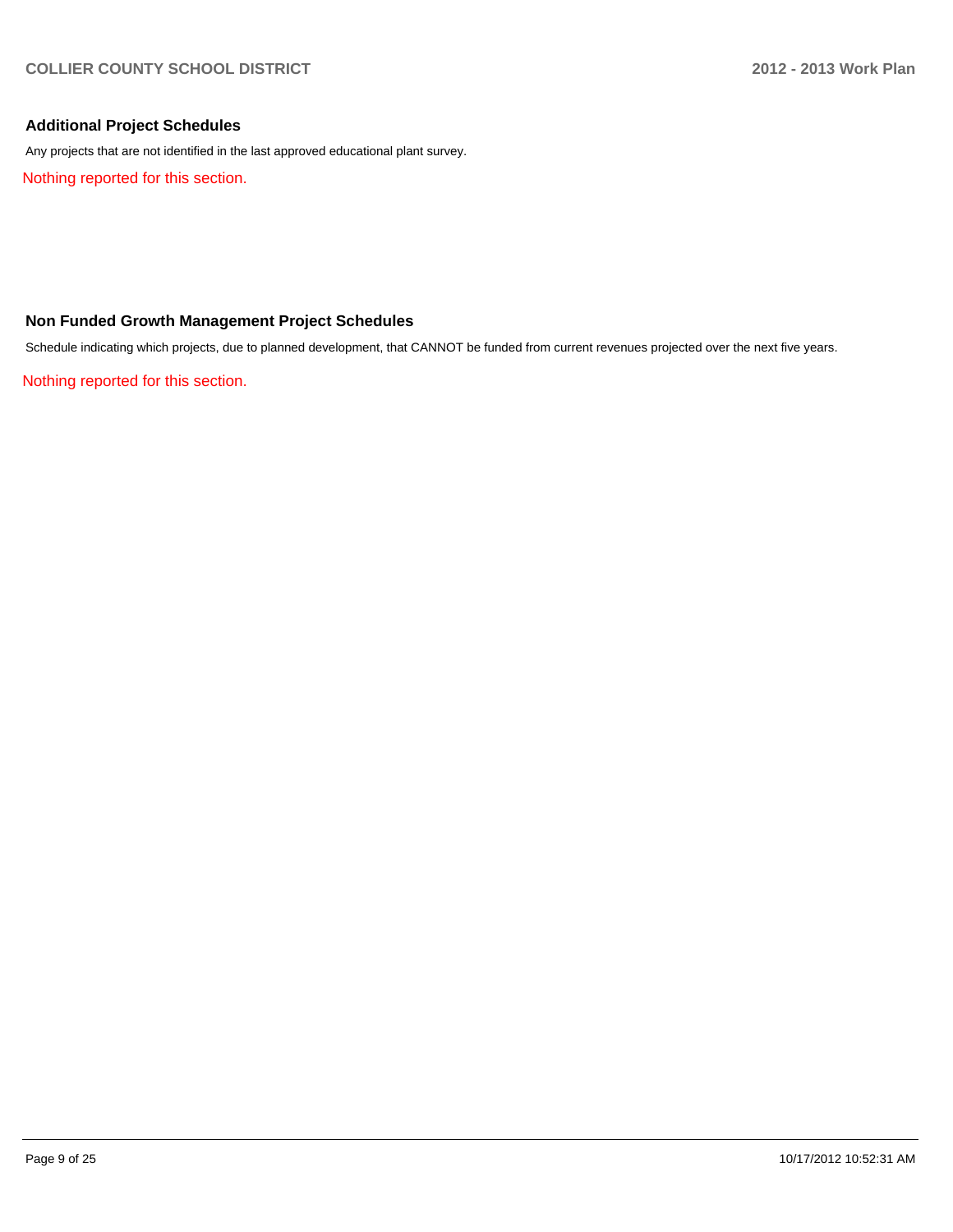### Additional Project Schedules

Any projects that are not identified in the last approved educational plant survey.

Nothing reported for this section.

### Non Funded Growth Management Project Schedules

Schedule indicating which projects, due to planned development, that CANNOT be funded from current revenues projected over the next five years.

Nothing reported for this section.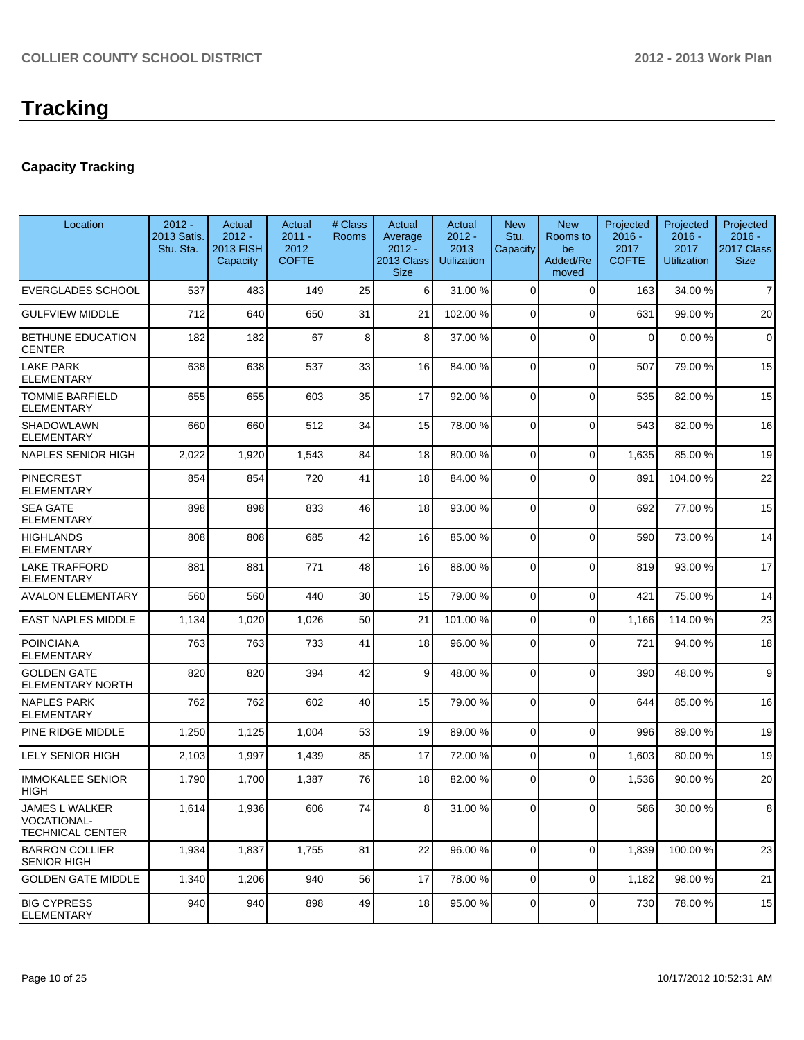# Tracking

### Capacity Tracking

| Location | 2012 - 2013 Satis. Stu. Sta. | Actual 2012 - 2013 FISH Capacity | Actual 2011 - 2012 COFTE | # Class Rooms | Actual Average 2012 - 2013 Class Size | Actual 2012 - 2013 Utilization | New Stu. Capacity | New Rooms to be Added/Re moved | Projected 2016 - 2017 COFTE | Projected 2016 - 2017 Utilization | Projected 2016 - 2017 Class Size |
|---|---|---|---|---|---|---|---|---|---|---|---|
| EVERGLADES SCHOOL | 537 | 483 | 149 | 25 | 6 | 31.00 % | 0 | 0 | 163 | 34.00 % | 7 |
| GULFVIEW MIDDLE | 712 | 640 | 650 | 31 | 21 | 102.00 % | 0 | 0 | 631 | 99.00 % | 20 |
| BETHUNE EDUCATION CENTER | 182 | 182 | 67 | 8 | 8 | 37.00 % | 0 | 0 | 0 | 0.00 % | 0 |
| LAKE PARK ELEMENTARY | 638 | 638 | 537 | 33 | 16 | 84.00 % | 0 | 0 | 507 | 79.00 % | 15 |
| TOMMIE BARFIELD ELEMENTARY | 655 | 655 | 603 | 35 | 17 | 92.00 % | 0 | 0 | 535 | 82.00 % | 15 |
| SHADOWLAWN ELEMENTARY | 660 | 660 | 512 | 34 | 15 | 78.00 % | 0 | 0 | 543 | 82.00 % | 16 |
| NAPLES SENIOR HIGH | 2,022 | 1,920 | 1,543 | 84 | 18 | 80.00 % | 0 | 0 | 1,635 | 85.00 % | 19 |
| PINECREST ELEMENTARY | 854 | 854 | 720 | 41 | 18 | 84.00 % | 0 | 0 | 891 | 104.00 % | 22 |
| SEA GATE ELEMENTARY | 898 | 898 | 833 | 46 | 18 | 93.00 % | 0 | 0 | 692 | 77.00 % | 15 |
| HIGHLANDS ELEMENTARY | 808 | 808 | 685 | 42 | 16 | 85.00 % | 0 | 0 | 590 | 73.00 % | 14 |
| LAKE TRAFFORD ELEMENTARY | 881 | 881 | 771 | 48 | 16 | 88.00 % | 0 | 0 | 819 | 93.00 % | 17 |
| AVALON ELEMENTARY | 560 | 560 | 440 | 30 | 15 | 79.00 % | 0 | 0 | 421 | 75.00 % | 14 |
| EAST NAPLES MIDDLE | 1,134 | 1,020 | 1,026 | 50 | 21 | 101.00 % | 0 | 0 | 1,166 | 114.00 % | 23 |
| POINCIANA ELEMENTARY | 763 | 763 | 733 | 41 | 18 | 96.00 % | 0 | 0 | 721 | 94.00 % | 18 |
| GOLDEN GATE ELEMENTARY NORTH | 820 | 820 | 394 | 42 | 9 | 48.00 % | 0 | 0 | 390 | 48.00 % | 9 |
| NAPLES PARK ELEMENTARY | 762 | 762 | 602 | 40 | 15 | 79.00 % | 0 | 0 | 644 | 85.00 % | 16 |
| PINE RIDGE MIDDLE | 1,250 | 1,125 | 1,004 | 53 | 19 | 89.00 % | 0 | 0 | 996 | 89.00 % | 19 |
| LELY SENIOR HIGH | 2,103 | 1,997 | 1,439 | 85 | 17 | 72.00 % | 0 | 0 | 1,603 | 80.00 % | 19 |
| IMMOKALEE SENIOR HIGH | 1,790 | 1,700 | 1,387 | 76 | 18 | 82.00 % | 0 | 0 | 1,536 | 90.00 % | 20 |
| JAMES L WALKER VOCATIONAL-TECHNICAL CENTER | 1,614 | 1,936 | 606 | 74 | 8 | 31.00 % | 0 | 0 | 586 | 30.00 % | 8 |
| BARRON COLLIER SENIOR HIGH | 1,934 | 1,837 | 1,755 | 81 | 22 | 96.00 % | 0 | 0 | 1,839 | 100.00 % | 23 |
| GOLDEN GATE MIDDLE | 1,340 | 1,206 | 940 | 56 | 17 | 78.00 % | 0 | 0 | 1,182 | 98.00 % | 21 |
| BIG CYPRESS ELEMENTARY | 940 | 940 | 898 | 49 | 18 | 95.00 % | 0 | 0 | 730 | 78.00 % | 15 |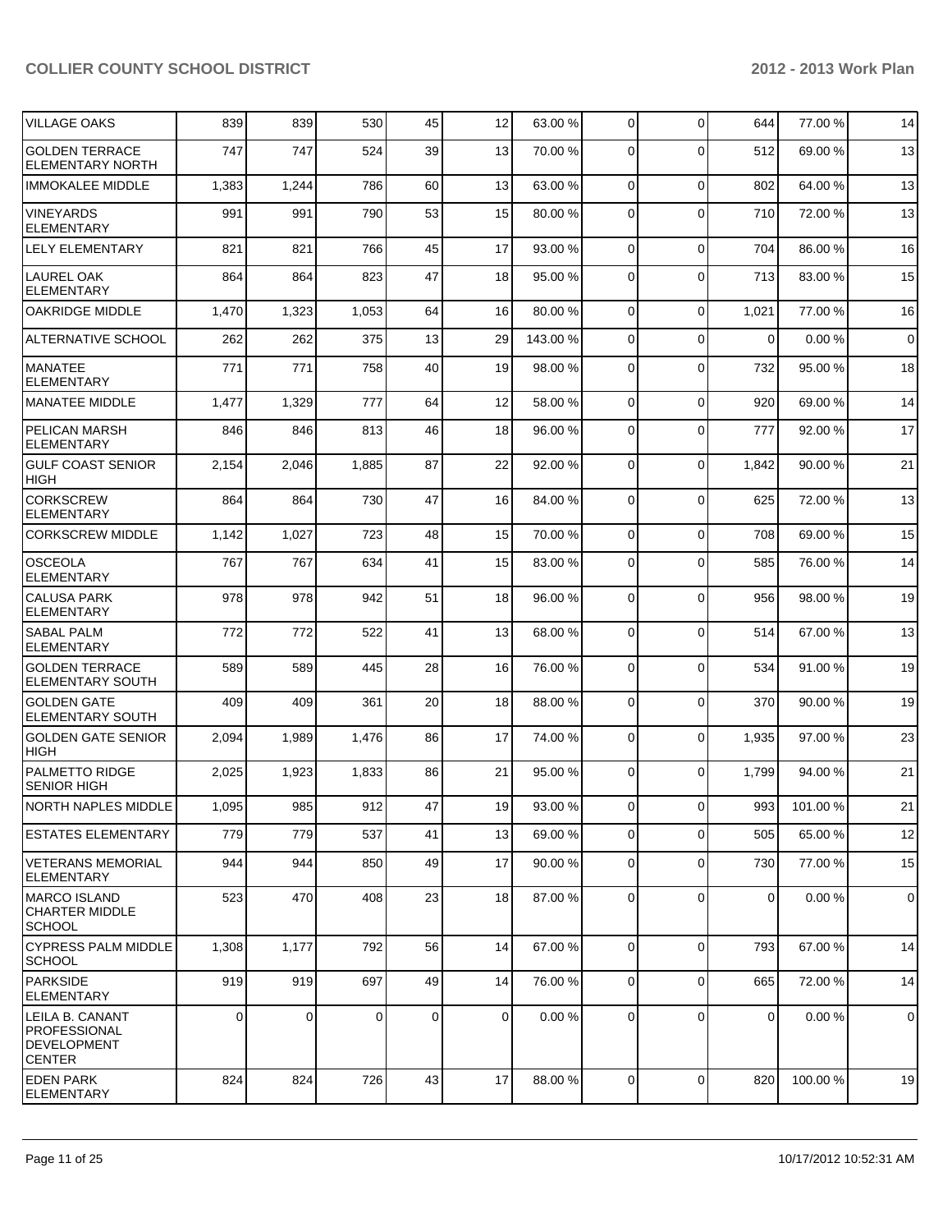| | | | | | | | | | | |
|---|---|---|---|---|---|---|---|---|---|---|
| VILLAGE OAKS | 839 | 839 | 530 | 45 | 12 | 63.00 % | 0 | 0 | 644 | 77.00 % | 14 |
| GOLDEN TERRACE ELEMENTARY NORTH | 747 | 747 | 524 | 39 | 13 | 70.00 % | 0 | 0 | 512 | 69.00 % | 13 |
| IMMOKALEE MIDDLE | 1,383 | 1,244 | 786 | 60 | 13 | 63.00 % | 0 | 0 | 802 | 64.00 % | 13 |
| VINEYARDS ELEMENTARY | 991 | 991 | 790 | 53 | 15 | 80.00 % | 0 | 0 | 710 | 72.00 % | 13 |
| LELY ELEMENTARY | 821 | 821 | 766 | 45 | 17 | 93.00 % | 0 | 0 | 704 | 86.00 % | 16 |
| LAUREL OAK ELEMENTARY | 864 | 864 | 823 | 47 | 18 | 95.00 % | 0 | 0 | 713 | 83.00 % | 15 |
| OAKRIDGE MIDDLE | 1,470 | 1,323 | 1,053 | 64 | 16 | 80.00 % | 0 | 0 | 1,021 | 77.00 % | 16 |
| ALTERNATIVE SCHOOL | 262 | 262 | 375 | 13 | 29 | 143.00 % | 0 | 0 | 0 | 0.00 % | 0 |
| MANATEE ELEMENTARY | 771 | 771 | 758 | 40 | 19 | 98.00 % | 0 | 0 | 732 | 95.00 % | 18 |
| MANATEE MIDDLE | 1,477 | 1,329 | 777 | 64 | 12 | 58.00 % | 0 | 0 | 920 | 69.00 % | 14 |
| PELICAN MARSH ELEMENTARY | 846 | 846 | 813 | 46 | 18 | 96.00 % | 0 | 0 | 777 | 92.00 % | 17 |
| GULF COAST SENIOR HIGH | 2,154 | 2,046 | 1,885 | 87 | 22 | 92.00 % | 0 | 0 | 1,842 | 90.00 % | 21 |
| CORKSCREW ELEMENTARY | 864 | 864 | 730 | 47 | 16 | 84.00 % | 0 | 0 | 625 | 72.00 % | 13 |
| CORKSCREW MIDDLE | 1,142 | 1,027 | 723 | 48 | 15 | 70.00 % | 0 | 0 | 708 | 69.00 % | 15 |
| OSCEOLA ELEMENTARY | 767 | 767 | 634 | 41 | 15 | 83.00 % | 0 | 0 | 585 | 76.00 % | 14 |
| CALUSA PARK ELEMENTARY | 978 | 978 | 942 | 51 | 18 | 96.00 % | 0 | 0 | 956 | 98.00 % | 19 |
| SABAL PALM ELEMENTARY | 772 | 772 | 522 | 41 | 13 | 68.00 % | 0 | 0 | 514 | 67.00 % | 13 |
| GOLDEN TERRACE ELEMENTARY SOUTH | 589 | 589 | 445 | 28 | 16 | 76.00 % | 0 | 0 | 534 | 91.00 % | 19 |
| GOLDEN GATE ELEMENTARY SOUTH | 409 | 409 | 361 | 20 | 18 | 88.00 % | 0 | 0 | 370 | 90.00 % | 19 |
| GOLDEN GATE SENIOR HIGH | 2,094 | 1,989 | 1,476 | 86 | 17 | 74.00 % | 0 | 0 | 1,935 | 97.00 % | 23 |
| PALMETTO RIDGE SENIOR HIGH | 2,025 | 1,923 | 1,833 | 86 | 21 | 95.00 % | 0 | 0 | 1,799 | 94.00 % | 21 |
| NORTH NAPLES MIDDLE | 1,095 | 985 | 912 | 47 | 19 | 93.00 % | 0 | 0 | 993 | 101.00 % | 21 |
| ESTATES ELEMENTARY | 779 | 779 | 537 | 41 | 13 | 69.00 % | 0 | 0 | 505 | 65.00 % | 12 |
| VETERANS MEMORIAL ELEMENTARY | 944 | 944 | 850 | 49 | 17 | 90.00 % | 0 | 0 | 730 | 77.00 % | 15 |
| MARCO ISLAND CHARTER MIDDLE SCHOOL | 523 | 470 | 408 | 23 | 18 | 87.00 % | 0 | 0 | 0 | 0.00 % | 0 |
| CYPRESS PALM MIDDLE SCHOOL | 1,308 | 1,177 | 792 | 56 | 14 | 67.00 % | 0 | 0 | 793 | 67.00 % | 14 |
| PARKSIDE ELEMENTARY | 919 | 919 | 697 | 49 | 14 | 76.00 % | 0 | 0 | 665 | 72.00 % | 14 |
| LEILA B. CANANT PROFESSIONAL DEVELOPMENT CENTER | 0 | 0 | 0 | 0 | 0 | 0.00 % | 0 | 0 | 0 | 0.00 % | 0 |
| EDEN PARK ELEMENTARY | 824 | 824 | 726 | 43 | 17 | 88.00 % | 0 | 0 | 820 | 100.00 % | 19 |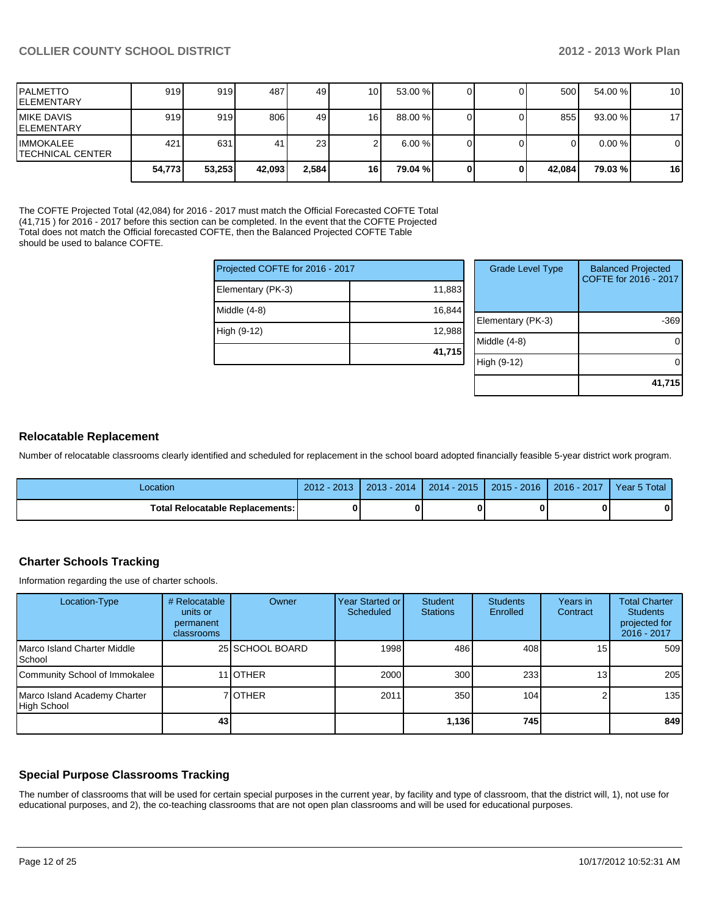| | | | | | | | | | | |
|---|---|---|---|---|---|---|---|---|---|---|
| PALMETTO ELEMENTARY | 919 | 919 | 487 | 49 | 10 | 53.00 % | 0 | 0 | 500 | 54.00 % | 10 |
| MIKE DAVIS ELEMENTARY | 919 | 919 | 806 | 49 | 16 | 88.00 % | 0 | 0 | 855 | 93.00 % | 17 |
| IMMOKALEE TECHNICAL CENTER | 421 | 631 | 41 | 23 | 2 | 6.00 % | 0 | 0 | 0 | 0.00 % | 0 |
| | **54,773** | **53,253** | **42,093** | **2,584** | **16** | **79.04 %** | **0** | **0** | **42,084** | **79.03 %** | **16** |

The COFTE Projected Total (42,084) for 2016 - 2017 must match the Official Forecasted COFTE Total (41,715 ) for 2016 - 2017 before this section can be completed. In the event that the COFTE Projected Total does not match the Official forecasted COFTE, then the Balanced Projected COFTE Table should be used to balance COFTE.

| Projected COFTE for 2016 - 2017 | |
|---|---|
| Elementary (PK-3) | 11,883 |
| Middle (4-8) | 16,844 |
| High (9-12) | 12,988 |
| | **41,715** |

| Grade Level Type | Balanced Projected COFTE for 2016 - 2017 |
|---|---|
| Elementary (PK-3) | -369 |
| Middle (4-8) | 0 |
| High (9-12) | 0 |
| | **41,715** |

## Relocatable Replacement

Number of relocatable classrooms clearly identified and scheduled for replacement in the school board adopted financially feasible 5-year district work program.

| Location | 2012 - 2013 | 2013 - 2014 | 2014 - 2015 | 2015 - 2016 | 2016 - 2017 | Year 5 Total |
|---|---|---|---|---|---|---|
| **Total Relocatable Replacements:** | **0** | **0** | **0** | **0** | **0** | **0** |

## Charter Schools Tracking

Information regarding the use of charter schools.

| Location-Type | # Relocatable units or permanent classrooms | Owner | Year Started or Scheduled | Student Stations | Students Enrolled | Years in Contract | Total Charter Students projected for 2016 - 2017 |
|---|---|---|---|---|---|---|---|
| Marco Island Charter Middle School | 25 | SCHOOL BOARD | 1998 | 486 | 408 | 15 | 509 |
| Community School of Immokalee | 11 | OTHER | 2000 | 300 | 233 | 13 | 205 |
| Marco Island Academy Charter High School | 7 | OTHER | 2011 | 350 | 104 | 2 | 135 |
| | **43** | | | **1,136** | **745** | | **849** |

## Special Purpose Classrooms Tracking

The number of classrooms that will be used for certain special purposes in the current year, by facility and type of classroom, that the district will, 1), not use for educational purposes, and 2), the co-teaching classrooms that are not open plan classrooms and will be used for educational purposes.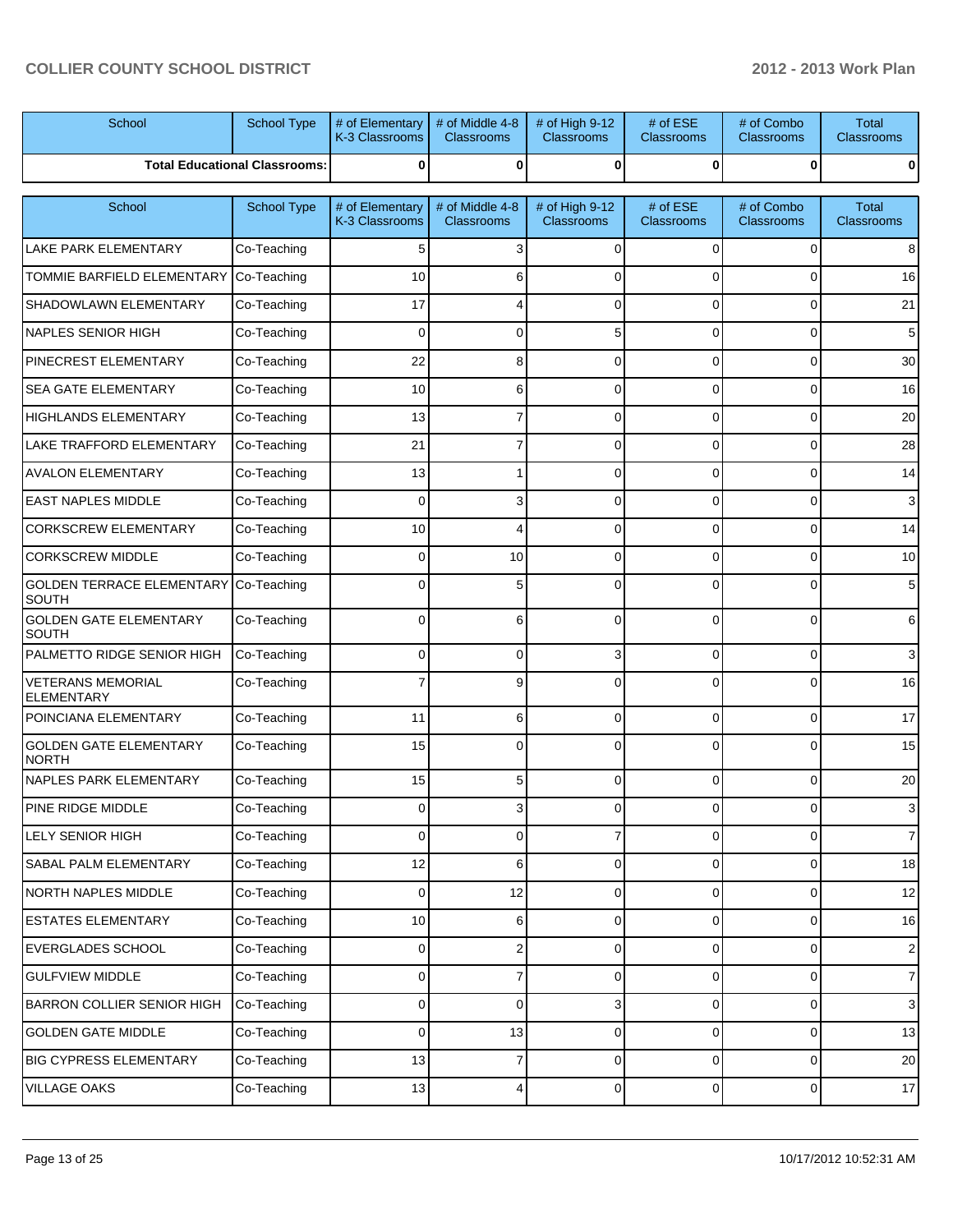| School | School Type | # of Elementary K-3 Classrooms | # of Middle 4-8 Classrooms | # of High 9-12 Classrooms | # of ESE Classrooms | # of Combo Classrooms | Total Classrooms |
|---|---|---|---|---|---|---|---|
| Total Educational Classrooms: | | 0 | 0 | 0 | 0 | 0 | 0 |

| School | School Type | # of Elementary K-3 Classrooms | # of Middle 4-8 Classrooms | # of High 9-12 Classrooms | # of ESE Classrooms | # of Combo Classrooms | Total Classrooms |
|---|---|---|---|---|---|---|---|
| LAKE PARK ELEMENTARY | Co-Teaching | 5 | 3 | 0 | 0 | 0 | 8 |
| TOMMIE BARFIELD ELEMENTARY | Co-Teaching | 10 | 6 | 0 | 0 | 0 | 16 |
| SHADOWLAWN ELEMENTARY | Co-Teaching | 17 | 4 | 0 | 0 | 0 | 21 |
| NAPLES SENIOR HIGH | Co-Teaching | 0 | 0 | 5 | 0 | 0 | 5 |
| PINECREST ELEMENTARY | Co-Teaching | 22 | 8 | 0 | 0 | 0 | 30 |
| SEA GATE ELEMENTARY | Co-Teaching | 10 | 6 | 0 | 0 | 0 | 16 |
| HIGHLANDS ELEMENTARY | Co-Teaching | 13 | 7 | 0 | 0 | 0 | 20 |
| LAKE TRAFFORD ELEMENTARY | Co-Teaching | 21 | 7 | 0 | 0 | 0 | 28 |
| AVALON ELEMENTARY | Co-Teaching | 13 | 1 | 0 | 0 | 0 | 14 |
| EAST NAPLES MIDDLE | Co-Teaching | 0 | 3 | 0 | 0 | 0 | 3 |
| CORKSCREW ELEMENTARY | Co-Teaching | 10 | 4 | 0 | 0 | 0 | 14 |
| CORKSCREW MIDDLE | Co-Teaching | 0 | 10 | 0 | 0 | 0 | 10 |
| GOLDEN TERRACE ELEMENTARY SOUTH | Co-Teaching | 0 | 5 | 0 | 0 | 0 | 5 |
| GOLDEN GATE ELEMENTARY SOUTH | Co-Teaching | 0 | 6 | 0 | 0 | 0 | 6 |
| PALMETTO RIDGE SENIOR HIGH | Co-Teaching | 0 | 0 | 3 | 0 | 0 | 3 |
| VETERANS MEMORIAL ELEMENTARY | Co-Teaching | 7 | 9 | 0 | 0 | 0 | 16 |
| POINCIANA ELEMENTARY | Co-Teaching | 11 | 6 | 0 | 0 | 0 | 17 |
| GOLDEN GATE ELEMENTARY NORTH | Co-Teaching | 15 | 0 | 0 | 0 | 0 | 15 |
| NAPLES PARK ELEMENTARY | Co-Teaching | 15 | 5 | 0 | 0 | 0 | 20 |
| PINE RIDGE MIDDLE | Co-Teaching | 0 | 3 | 0 | 0 | 0 | 3 |
| LELY SENIOR HIGH | Co-Teaching | 0 | 0 | 7 | 0 | 0 | 7 |
| SABAL PALM ELEMENTARY | Co-Teaching | 12 | 6 | 0 | 0 | 0 | 18 |
| NORTH NAPLES MIDDLE | Co-Teaching | 0 | 12 | 0 | 0 | 0 | 12 |
| ESTATES ELEMENTARY | Co-Teaching | 10 | 6 | 0 | 0 | 0 | 16 |
| EVERGLADES SCHOOL | Co-Teaching | 0 | 2 | 0 | 0 | 0 | 2 |
| GULFVIEW MIDDLE | Co-Teaching | 0 | 7 | 0 | 0 | 0 | 7 |
| BARRON COLLIER SENIOR HIGH | Co-Teaching | 0 | 0 | 3 | 0 | 0 | 3 |
| GOLDEN GATE MIDDLE | Co-Teaching | 0 | 13 | 0 | 0 | 0 | 13 |
| BIG CYPRESS ELEMENTARY | Co-Teaching | 13 | 7 | 0 | 0 | 0 | 20 |
| VILLAGE OAKS | Co-Teaching | 13 | 4 | 0 | 0 | 0 | 17 |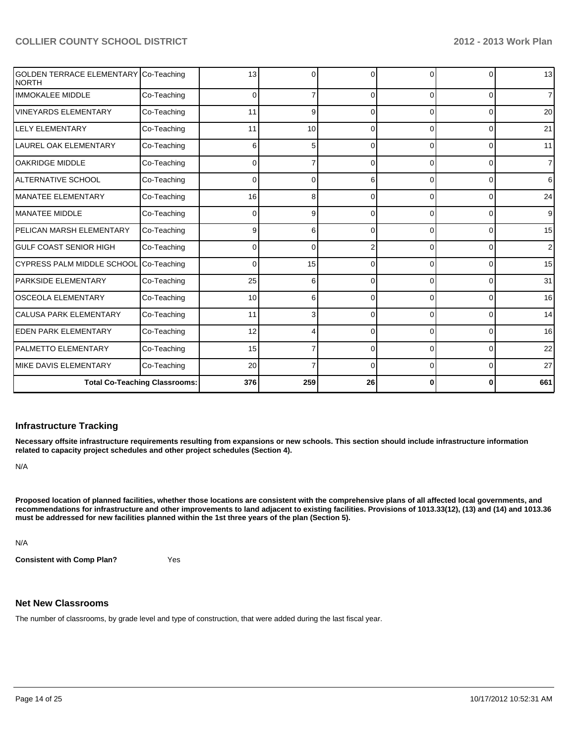| | | | | | | | |
|---|---|---|---|---|---|---|---|
| GOLDEN TERRACE ELEMENTARY NORTH | Co-Teaching | 13 | 0 | 0 | 0 | 0 | 13 |
| IMMOKALEE MIDDLE | Co-Teaching | 0 | 7 | 0 | 0 | 0 | 7 |
| VINEYARDS ELEMENTARY | Co-Teaching | 11 | 9 | 0 | 0 | 0 | 20 |
| LELY ELEMENTARY | Co-Teaching | 11 | 10 | 0 | 0 | 0 | 21 |
| LAUREL OAK ELEMENTARY | Co-Teaching | 6 | 5 | 0 | 0 | 0 | 11 |
| OAKRIDGE MIDDLE | Co-Teaching | 0 | 7 | 0 | 0 | 0 | 7 |
| ALTERNATIVE SCHOOL | Co-Teaching | 0 | 0 | 6 | 0 | 0 | 6 |
| MANATEE ELEMENTARY | Co-Teaching | 16 | 8 | 0 | 0 | 0 | 24 |
| MANATEE MIDDLE | Co-Teaching | 0 | 9 | 0 | 0 | 0 | 9 |
| PELICAN MARSH ELEMENTARY | Co-Teaching | 9 | 6 | 0 | 0 | 0 | 15 |
| GULF COAST SENIOR HIGH | Co-Teaching | 0 | 0 | 2 | 0 | 0 | 2 |
| CYPRESS PALM MIDDLE SCHOOL | Co-Teaching | 0 | 15 | 0 | 0 | 0 | 15 |
| PARKSIDE ELEMENTARY | Co-Teaching | 25 | 6 | 0 | 0 | 0 | 31 |
| OSCEOLA ELEMENTARY | Co-Teaching | 10 | 6 | 0 | 0 | 0 | 16 |
| CALUSA PARK ELEMENTARY | Co-Teaching | 11 | 3 | 0 | 0 | 0 | 14 |
| EDEN PARK ELEMENTARY | Co-Teaching | 12 | 4 | 0 | 0 | 0 | 16 |
| PALMETTO ELEMENTARY | Co-Teaching | 15 | 7 | 0 | 0 | 0 | 22 |
| MIKE DAVIS ELEMENTARY | Co-Teaching | 20 | 7 | 0 | 0 | 0 | 27 |
| **Total Co-Teaching Classrooms:** | | **376** | **259** | **26** | **0** | **0** | **661** |

### Infrastructure Tracking

**Necessary offsite infrastructure requirements resulting from expansions or new schools. This section should include infrastructure information related to capacity project schedules and other project schedules (Section 4).**

N/A

**Proposed location of planned facilities, whether those locations are consistent with the comprehensive plans of all affected local governments, and recommendations for infrastructure and other improvements to land adjacent to existing facilities. Provisions of 1013.33(12), (13) and (14) and 1013.36 must be addressed for new facilities planned within the 1st three years of the plan (Section 5).**

N/A

**Consistent with Comp Plan?** Yes

### Net New Classrooms

The number of classrooms, by grade level and type of construction, that were added during the last fiscal year.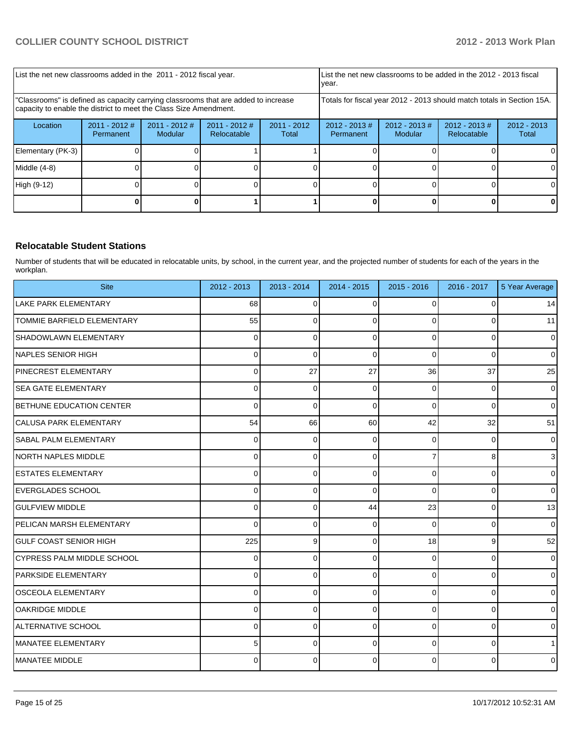| List the net new classrooms added in the 2011 - 2012 fiscal year. | | | | | List the net new classrooms to be added in the 2012 - 2013 fiscal year. | | | |
|---|---|---|---|---|---|---|---|---|
| "Classrooms" is defined as capacity carrying classrooms that are added to increase capacity to enable the district to meet the Class Size Amendment. | | | | | Totals for fiscal year 2012 - 2013 should match totals in Section 15A. | | | |
| Location | 2011 - 2012 # Permanent | 2011 - 2012 # Modular | 2011 - 2012 # Relocatable | 2011 - 2012 Total | 2012 - 2013 # Permanent | 2012 - 2013 # Modular | 2012 - 2013 # Relocatable | 2012 - 2013 Total |
| Elementary (PK-3) | 0 | 0 | 1 | 1 | 0 | 0 | 0 | 0 |
| Middle (4-8) | 0 | 0 | 0 | 0 | 0 | 0 | 0 | 0 |
| High (9-12) | 0 | 0 | 0 | 0 | 0 | 0 | 0 | 0 |
| | **0** | **0** | **1** | **1** | **0** | **0** | **0** | **0** |

### Relocatable Student Stations

Number of students that will be educated in relocatable units, by school, in the current year, and the projected number of students for each of the years in the workplan.

| Site | 2012 - 2013 | 2013 - 2014 | 2014 - 2015 | 2015 - 2016 | 2016 - 2017 | 5 Year Average |
|---|---|---|---|---|---|---|
| LAKE PARK ELEMENTARY | 68 | 0 | 0 | 0 | 0 | 14 |
| TOMMIE BARFIELD ELEMENTARY | 55 | 0 | 0 | 0 | 0 | 11 |
| SHADOWLAWN ELEMENTARY | 0 | 0 | 0 | 0 | 0 | 0 |
| NAPLES SENIOR HIGH | 0 | 0 | 0 | 0 | 0 | 0 |
| PINECREST ELEMENTARY | 0 | 27 | 27 | 36 | 37 | 25 |
| SEA GATE ELEMENTARY | 0 | 0 | 0 | 0 | 0 | 0 |
| BETHUNE EDUCATION CENTER | 0 | 0 | 0 | 0 | 0 | 0 |
| CALUSA PARK ELEMENTARY | 54 | 66 | 60 | 42 | 32 | 51 |
| SABAL PALM ELEMENTARY | 0 | 0 | 0 | 0 | 0 | 0 |
| NORTH NAPLES MIDDLE | 0 | 0 | 0 | 7 | 8 | 3 |
| ESTATES ELEMENTARY | 0 | 0 | 0 | 0 | 0 | 0 |
| EVERGLADES SCHOOL | 0 | 0 | 0 | 0 | 0 | 0 |
| GULFVIEW MIDDLE | 0 | 0 | 44 | 23 | 0 | 13 |
| PELICAN MARSH ELEMENTARY | 0 | 0 | 0 | 0 | 0 | 0 |
| GULF COAST SENIOR HIGH | 225 | 9 | 0 | 18 | 9 | 52 |
| CYPRESS PALM MIDDLE SCHOOL | 0 | 0 | 0 | 0 | 0 | 0 |
| PARKSIDE ELEMENTARY | 0 | 0 | 0 | 0 | 0 | 0 |
| OSCEOLA ELEMENTARY | 0 | 0 | 0 | 0 | 0 | 0 |
| OAKRIDGE MIDDLE | 0 | 0 | 0 | 0 | 0 | 0 |
| ALTERNATIVE SCHOOL | 0 | 0 | 0 | 0 | 0 | 0 |
| MANATEE ELEMENTARY | 5 | 0 | 0 | 0 | 0 | 1 |
| MANATEE MIDDLE | 0 | 0 | 0 | 0 | 0 | 0 |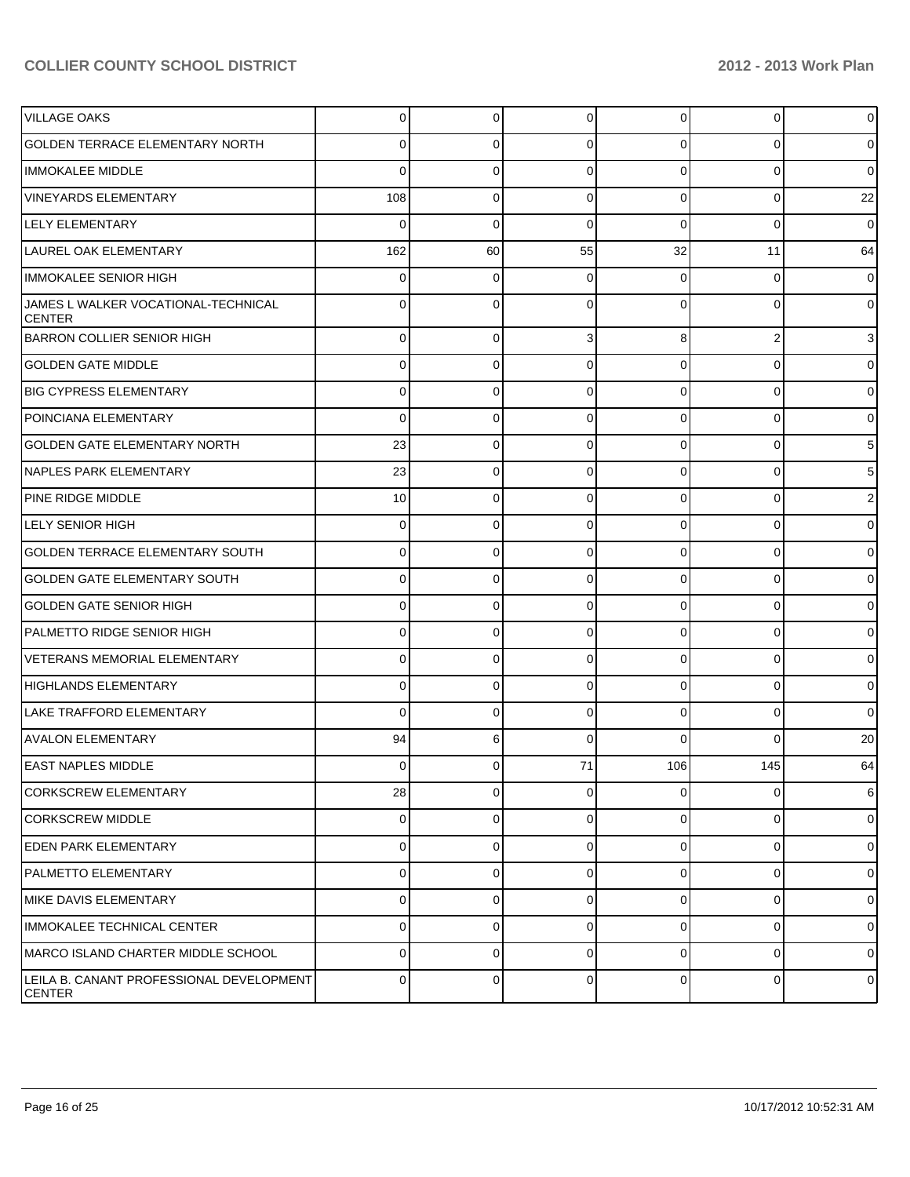| | | | | | | |
|---|---|---|---|---|---|---|
| VILLAGE OAKS | 0 | 0 | 0 | 0 | 0 | 0 |
| GOLDEN TERRACE ELEMENTARY NORTH | 0 | 0 | 0 | 0 | 0 | 0 |
| IMMOKALEE MIDDLE | 0 | 0 | 0 | 0 | 0 | 0 |
| VINEYARDS ELEMENTARY | 108 | 0 | 0 | 0 | 0 | 22 |
| LELY ELEMENTARY | 0 | 0 | 0 | 0 | 0 | 0 |
| LAUREL OAK ELEMENTARY | 162 | 60 | 55 | 32 | 11 | 64 |
| IMMOKALEE SENIOR HIGH | 0 | 0 | 0 | 0 | 0 | 0 |
| JAMES L WALKER VOCATIONAL-TECHNICAL CENTER | 0 | 0 | 0 | 0 | 0 | 0 |
| BARRON COLLIER SENIOR HIGH | 0 | 0 | 3 | 8 | 2 | 3 |
| GOLDEN GATE MIDDLE | 0 | 0 | 0 | 0 | 0 | 0 |
| BIG CYPRESS ELEMENTARY | 0 | 0 | 0 | 0 | 0 | 0 |
| POINCIANA ELEMENTARY | 0 | 0 | 0 | 0 | 0 | 0 |
| GOLDEN GATE ELEMENTARY NORTH | 23 | 0 | 0 | 0 | 0 | 5 |
| NAPLES PARK ELEMENTARY | 23 | 0 | 0 | 0 | 0 | 5 |
| PINE RIDGE MIDDLE | 10 | 0 | 0 | 0 | 0 | 2 |
| LELY SENIOR HIGH | 0 | 0 | 0 | 0 | 0 | 0 |
| GOLDEN TERRACE ELEMENTARY SOUTH | 0 | 0 | 0 | 0 | 0 | 0 |
| GOLDEN GATE ELEMENTARY SOUTH | 0 | 0 | 0 | 0 | 0 | 0 |
| GOLDEN GATE SENIOR HIGH | 0 | 0 | 0 | 0 | 0 | 0 |
| PALMETTO RIDGE SENIOR HIGH | 0 | 0 | 0 | 0 | 0 | 0 |
| VETERANS MEMORIAL ELEMENTARY | 0 | 0 | 0 | 0 | 0 | 0 |
| HIGHLANDS ELEMENTARY | 0 | 0 | 0 | 0 | 0 | 0 |
| LAKE TRAFFORD ELEMENTARY | 0 | 0 | 0 | 0 | 0 | 0 |
| AVALON ELEMENTARY | 94 | 6 | 0 | 0 | 0 | 20 |
| EAST NAPLES MIDDLE | 0 | 0 | 71 | 106 | 145 | 64 |
| CORKSCREW ELEMENTARY | 28 | 0 | 0 | 0 | 0 | 6 |
| CORKSCREW MIDDLE | 0 | 0 | 0 | 0 | 0 | 0 |
| EDEN PARK ELEMENTARY | 0 | 0 | 0 | 0 | 0 | 0 |
| PALMETTO ELEMENTARY | 0 | 0 | 0 | 0 | 0 | 0 |
| MIKE DAVIS ELEMENTARY | 0 | 0 | 0 | 0 | 0 | 0 |
| IMMOKALEE TECHNICAL CENTER | 0 | 0 | 0 | 0 | 0 | 0 |
| MARCO ISLAND CHARTER MIDDLE SCHOOL | 0 | 0 | 0 | 0 | 0 | 0 |
| LEILA B. CANANT PROFESSIONAL DEVELOPMENT CENTER | 0 | 0 | 0 | 0 | 0 | 0 |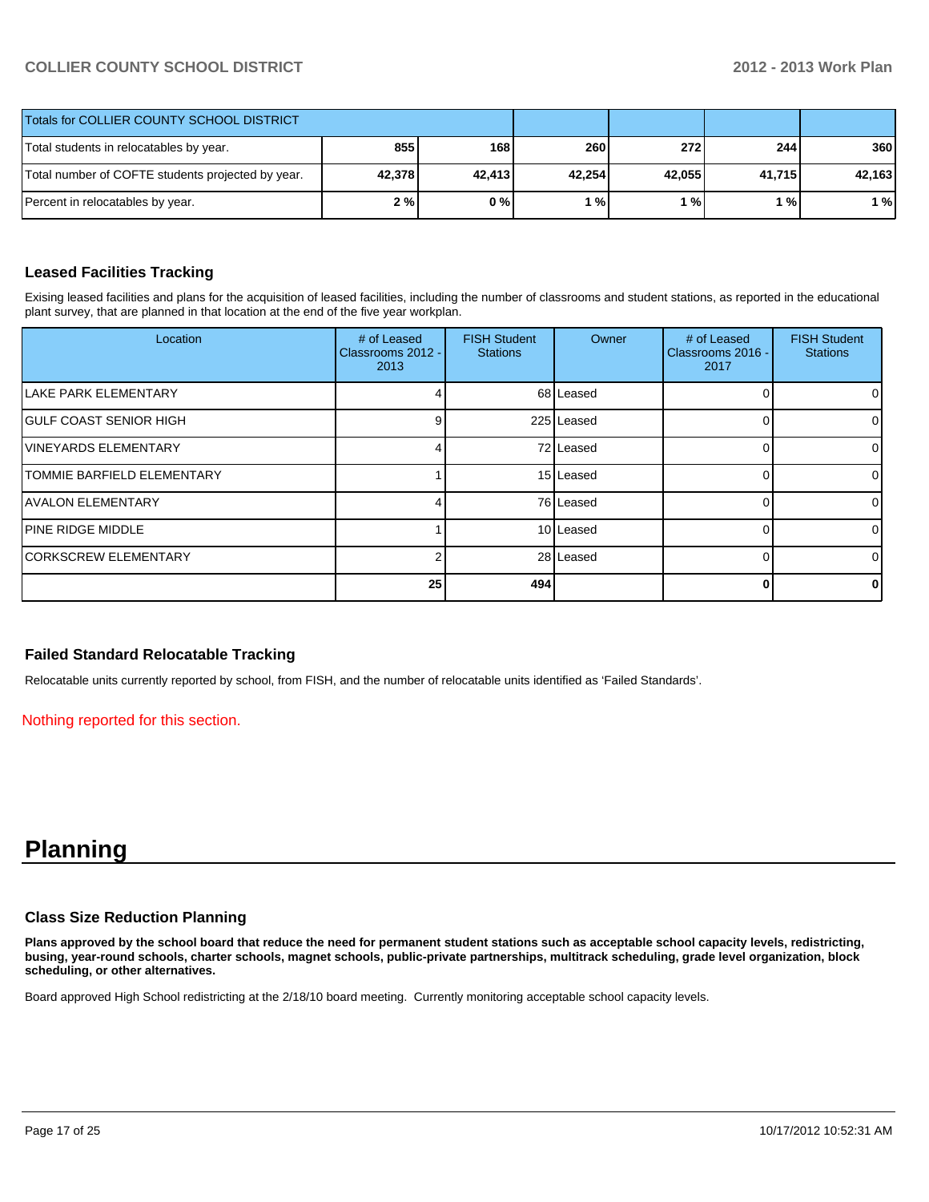| Totals for COLLIER COUNTY SCHOOL DISTRICT | | | | | | |
|---|---|---|---|---|---|---|
| Total students in relocatables by year. | 855 | 168 | 260 | 272 | 244 | 360 |
| Total number of COFTE students projected by year. | 42,378 | 42,413 | 42,254 | 42,055 | 41,715 | 42,163 |
| Percent in relocatables by year. | 2 % | 0 % | 1 % | 1 % | 1 % | 1 % |

## Leased Facilities Tracking

Exising leased facilities and plans for the acquisition of leased facilities, including the number of classrooms and student stations, as reported in the educational plant survey, that are planned in that location at the end of the five year workplan.

| Location | # of Leased Classrooms 2012 - 2013 | FISH Student Stations | Owner | # of Leased Classrooms 2016 - 2017 | FISH Student Stations |
|---|---|---|---|---|---|
| LAKE PARK ELEMENTARY | 4 | 68 | Leased | 0 | 0 |
| GULF COAST SENIOR HIGH | 9 | 225 | Leased | 0 | 0 |
| VINEYARDS ELEMENTARY | 4 | 72 | Leased | 0 | 0 |
| TOMMIE BARFIELD ELEMENTARY | 1 | 15 | Leased | 0 | 0 |
| AVALON ELEMENTARY | 4 | 76 | Leased | 0 | 0 |
| PINE RIDGE MIDDLE | 1 | 10 | Leased | 0 | 0 |
| CORKSCREW ELEMENTARY | 2 | 28 | Leased | 0 | 0 |
| | 25 | 494 | | 0 | 0 |

## Failed Standard Relocatable Tracking

Relocatable units currently reported by school, from FISH, and the number of relocatable units identified as 'Failed Standards'.

Nothing reported for this section.

# Planning

## Class Size Reduction Planning

**Plans approved by the school board that reduce the need for permanent student stations such as acceptable school capacity levels, redistricting, busing, year-round schools, charter schools, magnet schools, public-private partnerships, multitrack scheduling, grade level organization, block scheduling, or other alternatives.**

Board approved High School redistricting at the 2/18/10 board meeting. Currently monitoring acceptable school capacity levels.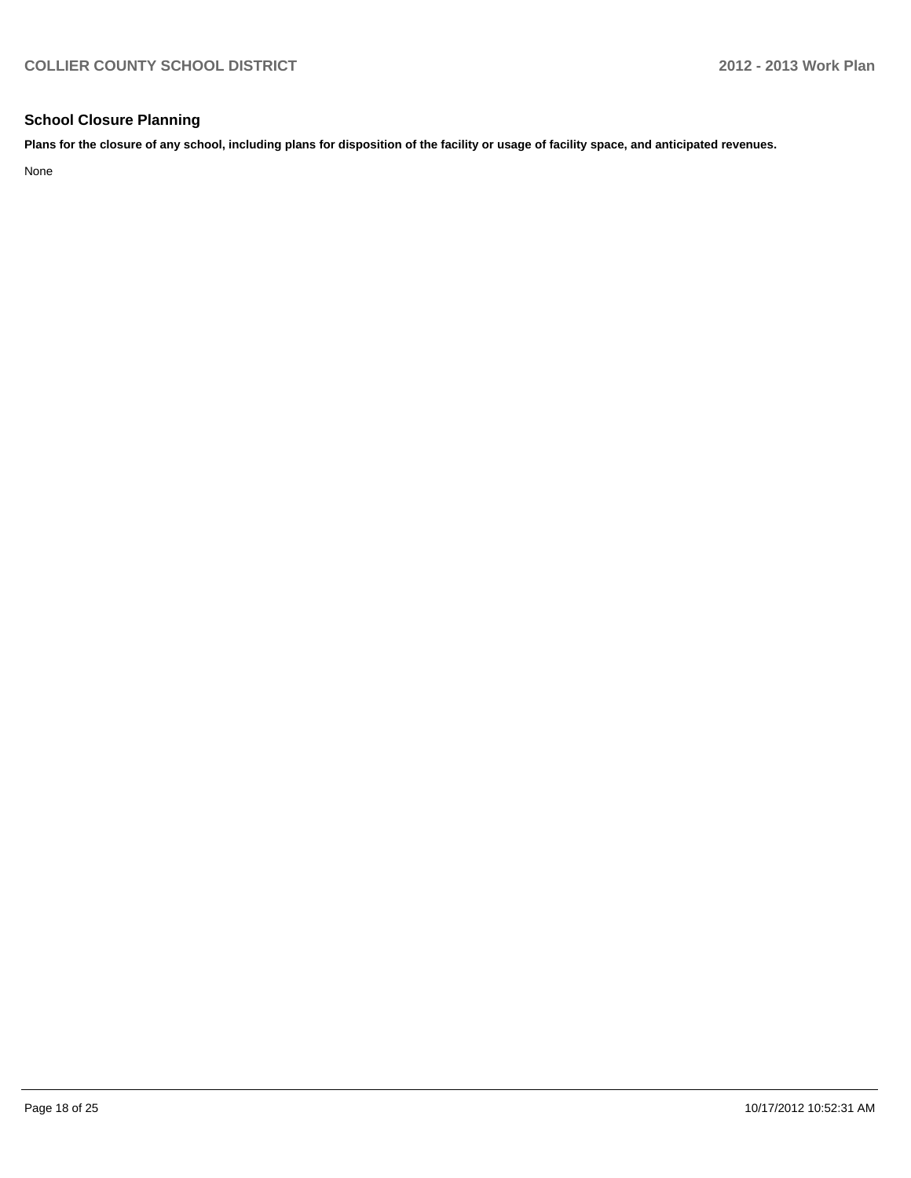## School Closure Planning

**Plans for the closure of any school, including plans for disposition of the facility or usage of facility space, and anticipated revenues.**

None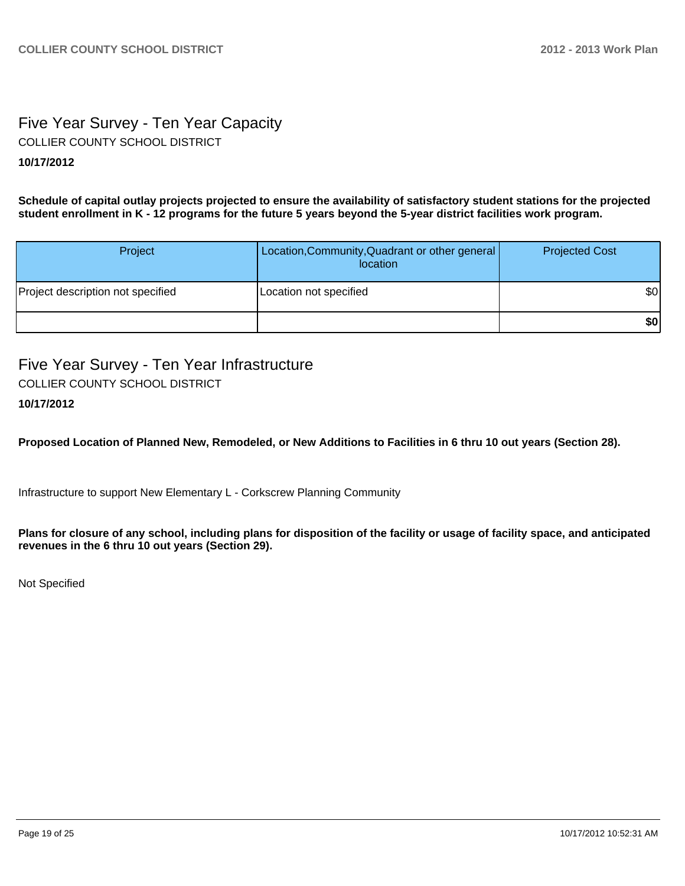## Five Year Survey - Ten Year Capacity

COLLIER COUNTY SCHOOL DISTRICT

**10/17/2012**

**Schedule of capital outlay projects projected to ensure the availability of satisfactory student stations for the projected student enrollment in K - 12 programs for the future 5 years beyond the 5-year district facilities work program.**

| Project | Location,Community,Quadrant or other general location | Projected Cost |
| --- | --- | --- |
| Project description not specified | Location not specified | $0 |
| | | **$0** |

## Five Year Survey - Ten Year Infrastructure

COLLIER COUNTY SCHOOL DISTRICT

**10/17/2012**

**Proposed Location of Planned New, Remodeled, or New Additions to Facilities in 6 thru 10 out years (Section 28).**

Infrastructure to support New Elementary L - Corkscrew Planning Community

**Plans for closure of any school, including plans for disposition of the facility or usage of facility space, and anticipated revenues in the 6 thru 10 out years (Section 29).**

Not Specified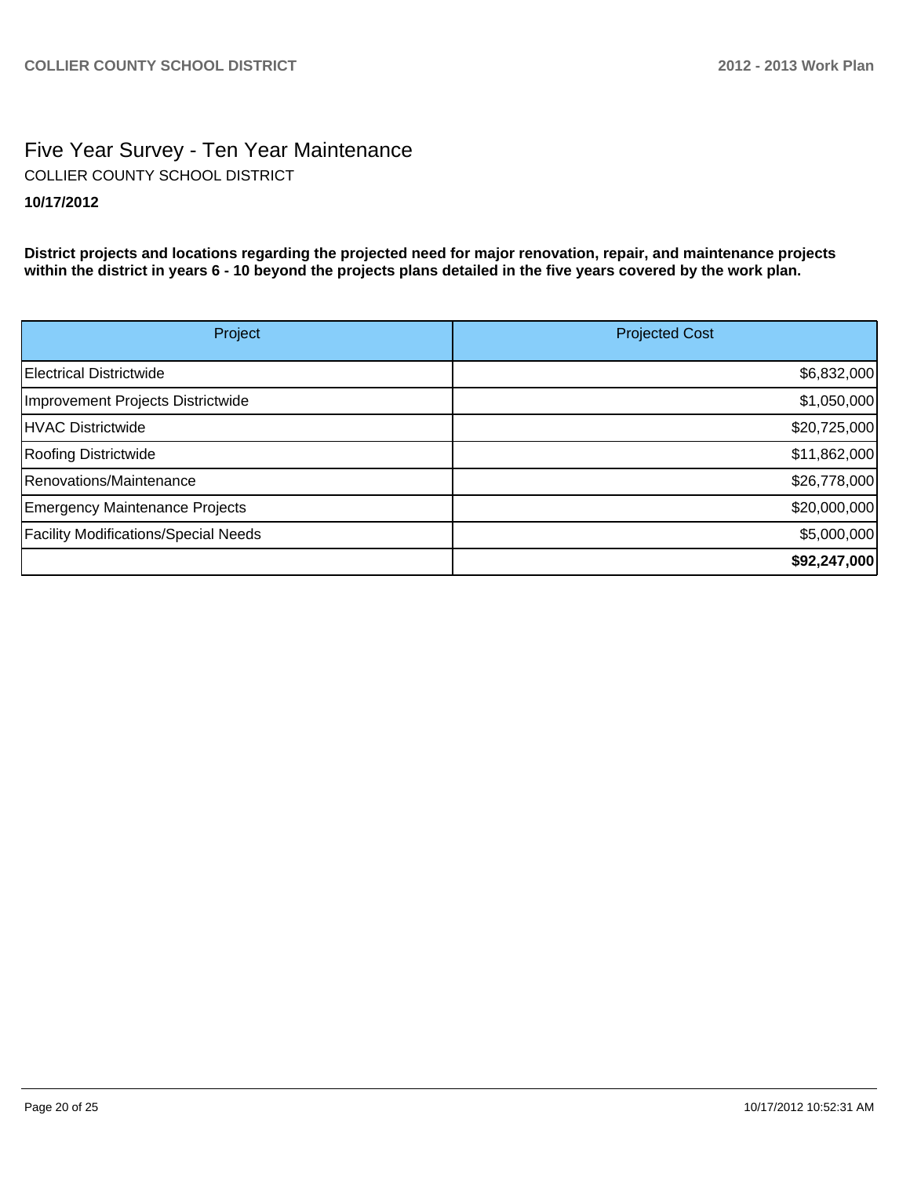# Five Year Survey - Ten Year Maintenance

COLLIER COUNTY SCHOOL DISTRICT

**10/17/2012**

**District projects and locations regarding the projected need for major renovation, repair, and maintenance projects within the district in years 6 - 10 beyond the projects plans detailed in the five years covered by the work plan.**

| Project | Projected Cost |
|---|---:|
| Electrical Districtwide | $6,832,000 |
| Improvement Projects Districtwide | $1,050,000 |
| HVAC Districtwide | $20,725,000 |
| Roofing Districtwide | $11,862,000 |
| Renovations/Maintenance | $26,778,000 |
| Emergency Maintenance Projects | $20,000,000 |
| Facility Modifications/Special Needs | $5,000,000 |
| | **$92,247,000** |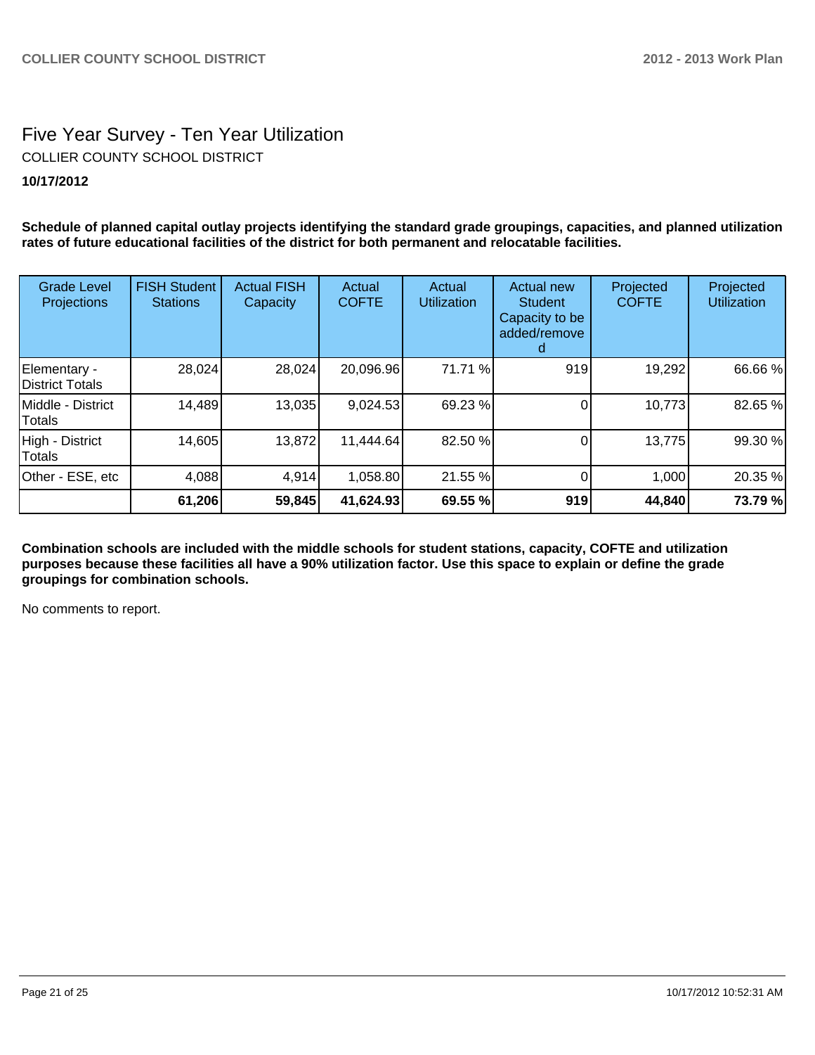# Five Year Survey - Ten Year Utilization

COLLIER COUNTY SCHOOL DISTRICT

**10/17/2012**

**Schedule of planned capital outlay projects identifying the standard grade groupings, capacities, and planned utilization rates of future educational facilities of the district for both permanent and relocatable facilities.**

| Grade Level Projections | FISH Student Stations | Actual FISH Capacity | Actual COFTE | Actual Utilization | Actual new Student Capacity to be added/removed | Projected COFTE | Projected Utilization |
|---|---|---|---|---|---|---|---|
| Elementary - District Totals | 28,024 | 28,024 | 20,096.96 | 71.71 % | 919 | 19,292 | 66.66 % |
| Middle - District Totals | 14,489 | 13,035 | 9,024.53 | 69.23 % | 0 | 10,773 | 82.65 % |
| High - District Totals | 14,605 | 13,872 | 11,444.64 | 82.50 % | 0 | 13,775 | 99.30 % |
| Other - ESE, etc | 4,088 | 4,914 | 1,058.80 | 21.55 % | 0 | 1,000 | 20.35 % |
| | **61,206** | **59,845** | **41,624.93** | **69.55 %** | **919** | **44,840** | **73.79 %** |

**Combination schools are included with the middle schools for student stations, capacity, COFTE and utilization purposes because these facilities all have a 90% utilization factor. Use this space to explain or define the grade groupings for combination schools.**

No comments to report.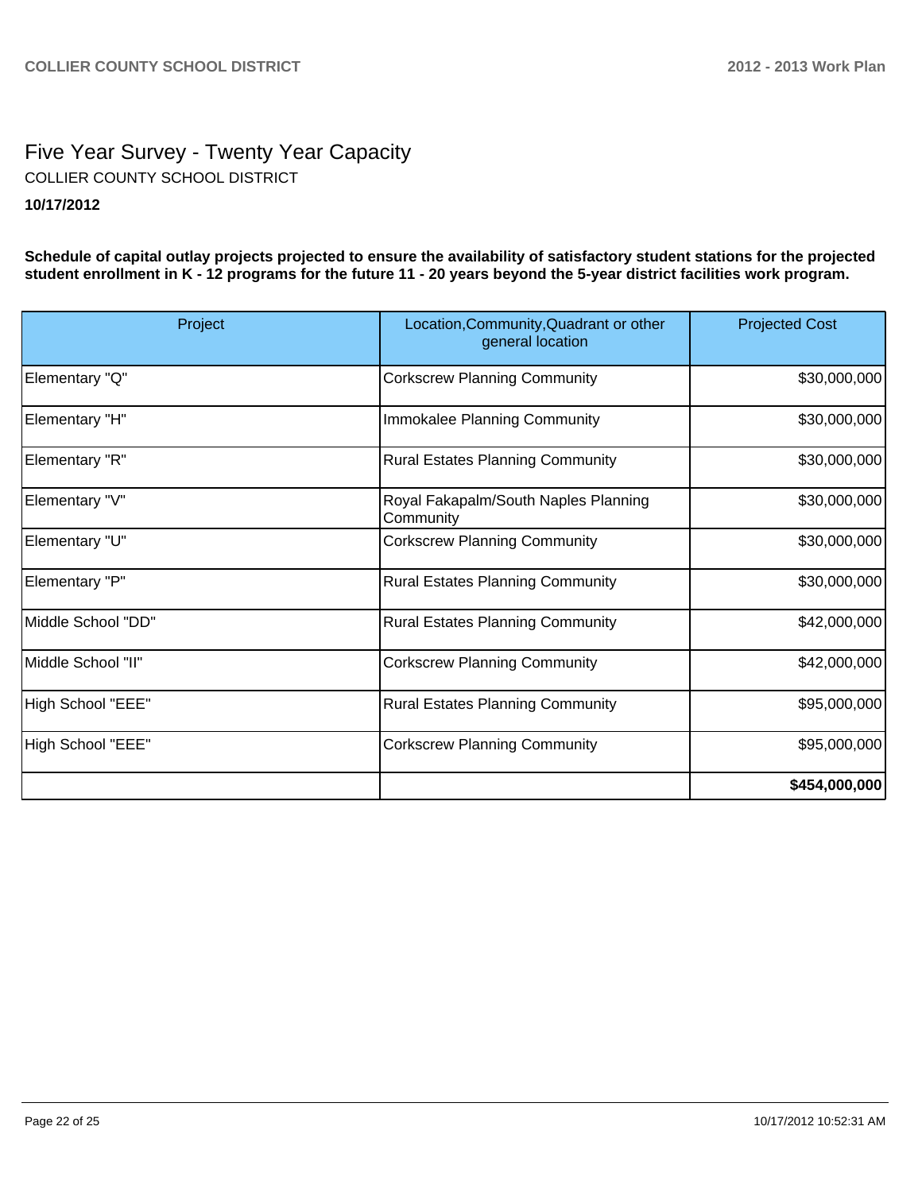# Five Year Survey - Twenty Year Capacity

COLLIER COUNTY SCHOOL DISTRICT

**10/17/2012**

**Schedule of capital outlay projects projected to ensure the availability of satisfactory student stations for the projected student enrollment in K - 12 programs for the future 11 - 20 years beyond the 5-year district facilities work program.**

| Project | Location,Community,Quadrant or other general location | Projected Cost |
|---|---|---|
| Elementary "Q" | Corkscrew Planning Community | $30,000,000 |
| Elementary "H" | Immokalee Planning Community | $30,000,000 |
| Elementary "R" | Rural Estates Planning Community | $30,000,000 |
| Elementary "V" | Royal Fakapalm/South Naples Planning Community | $30,000,000 |
| Elementary "U" | Corkscrew Planning Community | $30,000,000 |
| Elementary "P" | Rural Estates Planning Community | $30,000,000 |
| Middle School "DD" | Rural Estates Planning Community | $42,000,000 |
| Middle School "II" | Corkscrew Planning Community | $42,000,000 |
| High School "EEE" | Rural Estates Planning Community | $95,000,000 |
| High School "EEE" | Corkscrew Planning Community | $95,000,000 |
| | | **$454,000,000** |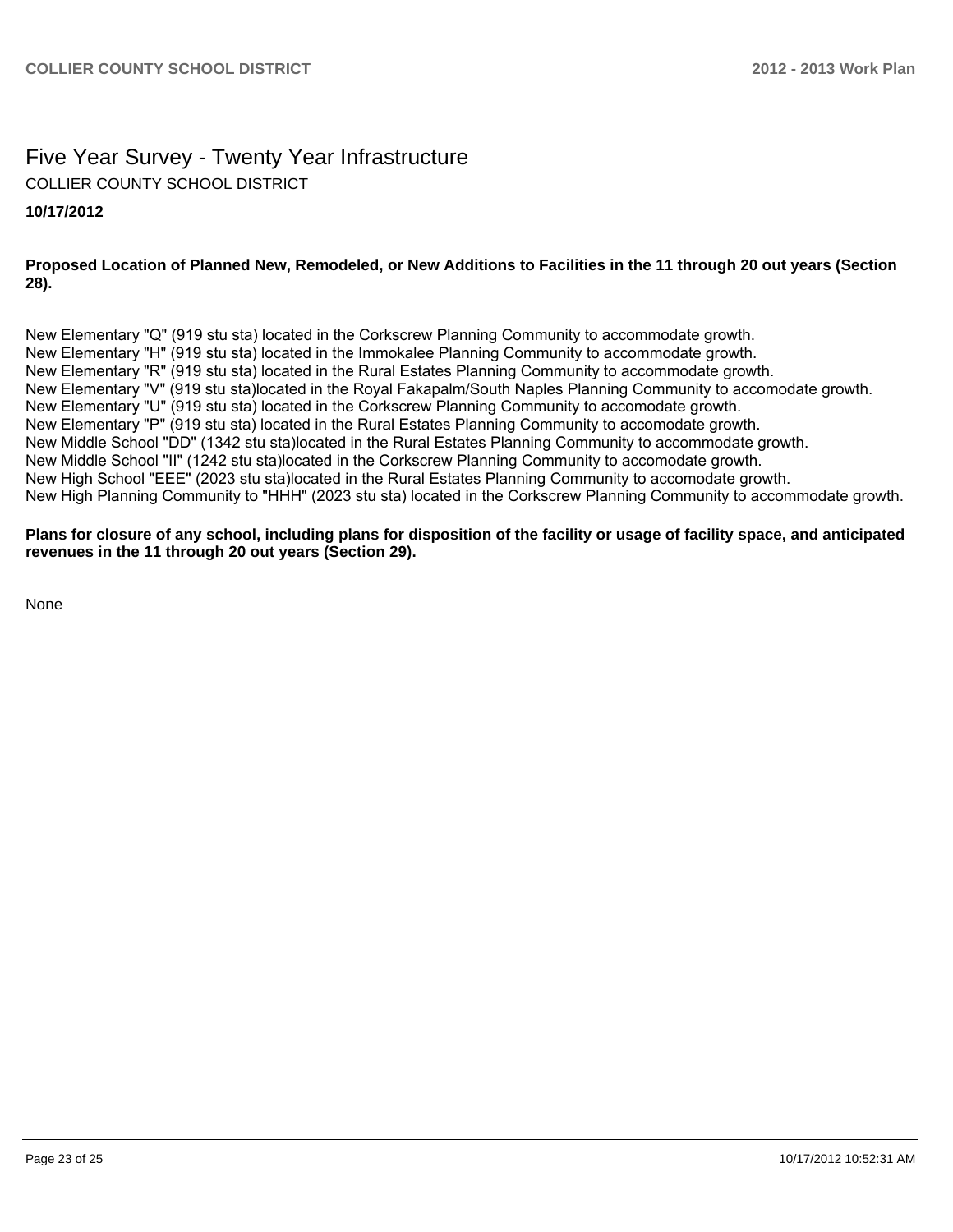# Five Year Survey - Twenty Year Infrastructure

COLLIER COUNTY SCHOOL DISTRICT

**10/17/2012**

**Proposed Location of Planned New, Remodeled, or New Additions to Facilities in the 11 through 20 out years (Section 28).**

New Elementary "Q" (919 stu sta) located in the Corkscrew Planning Community to accommodate growth.
New Elementary "H" (919 stu sta) located in the Immokalee Planning Community to accommodate growth.
New Elementary "R" (919 stu sta) located in the Rural Estates Planning Community to accommodate growth.
New Elementary "V" (919 stu sta)located in the Royal Fakapalm/South Naples Planning Community to accomodate growth.
New Elementary "U" (919 stu sta) located in the Corkscrew Planning Community to accomodate growth.
New Elementary "P" (919 stu sta) located in the Rural Estates Planning Community to accomodate growth.
New Middle School "DD" (1342 stu sta)located in the Rural Estates Planning Community to accommodate growth.
New Middle School "II" (1242 stu sta)located in the Corkscrew Planning Community to accomodate growth.
New High School "EEE" (2023 stu sta)located in the Rural Estates Planning Community to accomodate growth.
New High Planning Community to "HHH" (2023 stu sta) located in the Corkscrew Planning Community to accommodate growth.

**Plans for closure of any school, including plans for disposition of the facility or usage of facility space, and anticipated revenues in the 11 through 20 out years (Section 29).**

None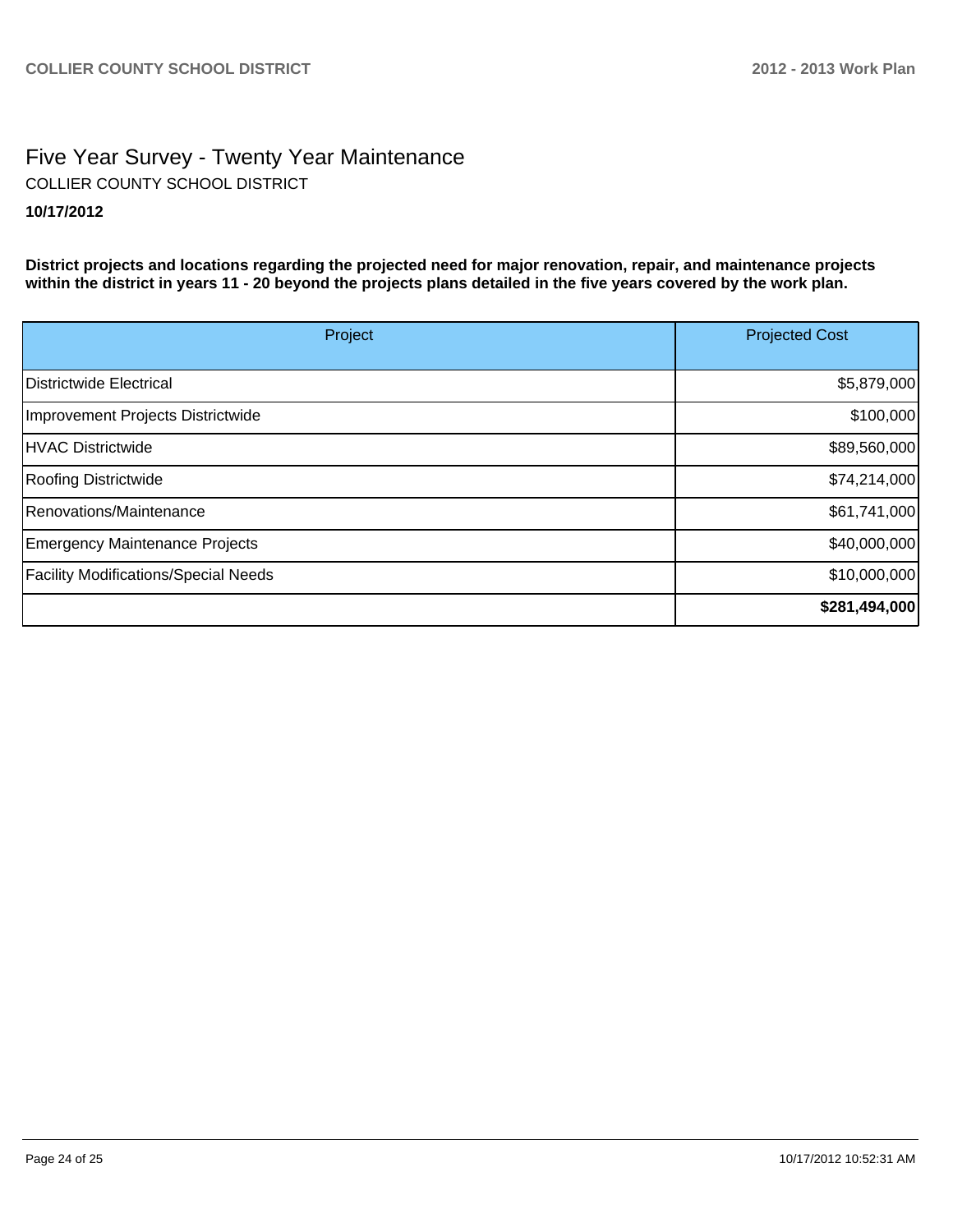# Five Year Survey - Twenty Year Maintenance

COLLIER COUNTY SCHOOL DISTRICT

**10/17/2012**

**District projects and locations regarding the projected need for major renovation, repair, and maintenance projects within the district in years 11 - 20 beyond the projects plans detailed in the five years covered by the work plan.**

| Project | Projected Cost |
|---|---|
| Districtwide Electrical | $5,879,000 |
| Improvement Projects Districtwide | $100,000 |
| HVAC Districtwide | $89,560,000 |
| Roofing Districtwide | $74,214,000 |
| Renovations/Maintenance | $61,741,000 |
| Emergency Maintenance Projects | $40,000,000 |
| Facility Modifications/Special Needs | $10,000,000 |
| | **$281,494,000** |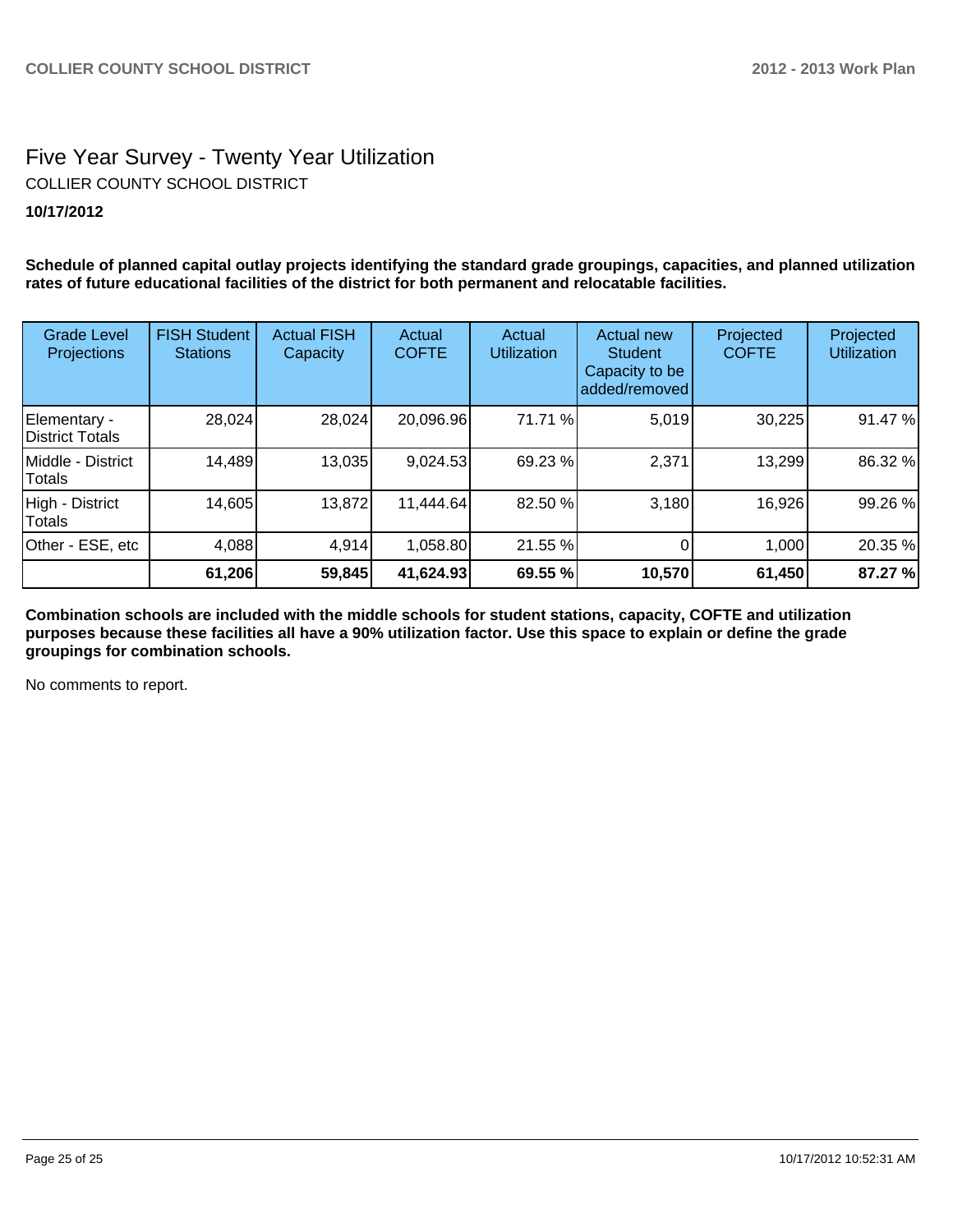# Five Year Survey - Twenty Year Utilization

COLLIER COUNTY SCHOOL DISTRICT

**10/17/2012**

**Schedule of planned capital outlay projects identifying the standard grade groupings, capacities, and planned utilization rates of future educational facilities of the district for both permanent and relocatable facilities.**

| Grade Level Projections | FISH Student Stations | Actual FISH Capacity | Actual COFTE | Actual Utilization | Actual new Student Capacity to be added/removed | Projected COFTE | Projected Utilization |
|---|---|---|---|---|---|---|---|
| Elementary - District Totals | 28,024 | 28,024 | 20,096.96 | 71.71 % | 5,019 | 30,225 | 91.47 % |
| Middle - District Totals | 14,489 | 13,035 | 9,024.53 | 69.23 % | 2,371 | 13,299 | 86.32 % |
| High - District Totals | 14,605 | 13,872 | 11,444.64 | 82.50 % | 3,180 | 16,926 | 99.26 % |
| Other - ESE, etc | 4,088 | 4,914 | 1,058.80 | 21.55 % | 0 | 1,000 | 20.35 % |
| | **61,206** | **59,845** | **41,624.93** | **69.55 %** | **10,570** | **61,450** | **87.27 %** |

**Combination schools are included with the middle schools for student stations, capacity, COFTE and utilization purposes because these facilities all have a 90% utilization factor. Use this space to explain or define the grade groupings for combination schools.**

No comments to report.